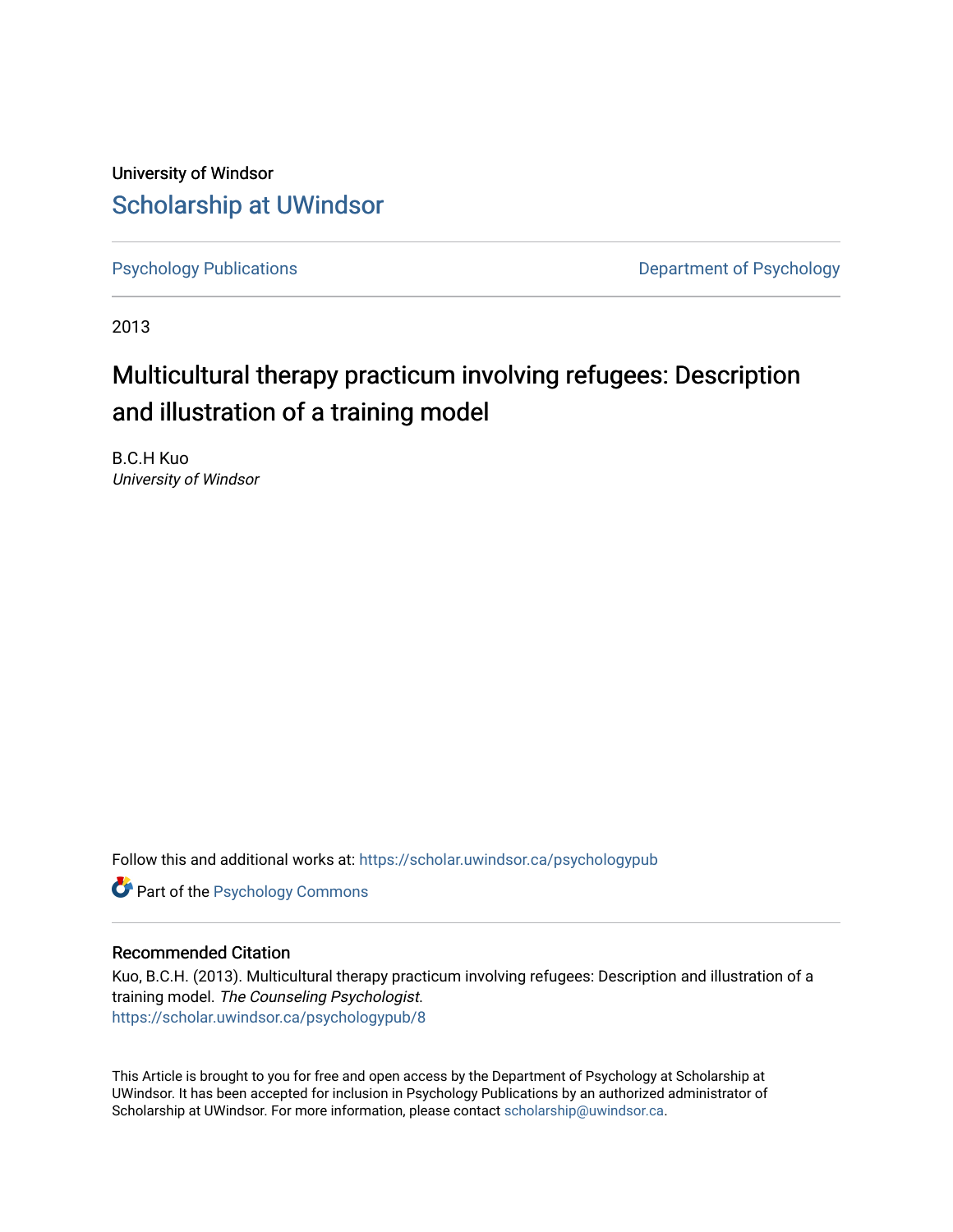University of Windsor

# Scholarship at UWindsor

Psychology Publications

Department of Psychology

2013

# Multicultural therapy practicum involving refugees: Description and illustration of a training model

B.C.H Kuo
*University of Windsor*

Follow this and additional works at: https://scholar.uwindsor.ca/psychologypub

Part of the Psychology Commons

## Recommended Citation

Kuo, B.C.H. (2013). Multicultural therapy practicum involving refugees: Description and illustration of a training model. *The Counseling Psychologist.*
https://scholar.uwindsor.ca/psychologypub/8

This Article is brought to you for free and open access by the Department of Psychology at Scholarship at UWindsor. It has been accepted for inclusion in Psychology Publications by an authorized administrator of Scholarship at UWindsor. For more information, please contact scholarship@uwindsor.ca.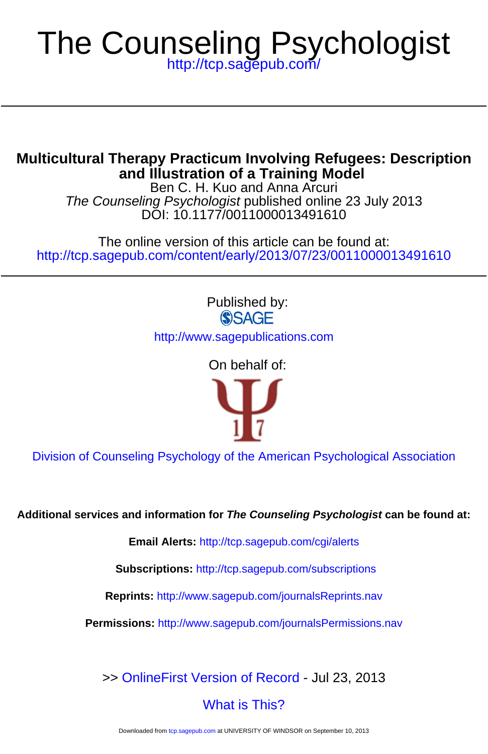# The Counseling Psychologist

http://tcp.sagepub.com/

## Multicultural Therapy Practicum Involving Refugees: Description and Illustration of a Training Model

Ben C. H. Kuo and Anna Arcuri

*The Counseling Psychologist* published online 23 July 2013

DOI: 10.1177/0011000013491610

The online version of this article can be found at:

http://tcp.sagepub.com/content/early/2013/07/23/0011000013491610

Published by:

SAGE

http://www.sagepublications.com

On behalf of:

Division of Counseling Psychology of the American Psychological Association

**Additional services and information for *The Counseling Psychologist* can be found at:**

**Email Alerts:** http://tcp.sagepub.com/cgi/alerts

**Subscriptions:** http://tcp.sagepub.com/subscriptions

**Reprints:** http://www.sagepub.com/journalsReprints.nav

**Permissions:** http://www.sagepub.com/journalsPermissions.nav

>> OnlineFirst Version of Record - Jul 23, 2013

What is This?

Downloaded from tcp.sagepub.com at UNIVERSITY OF WINDSOR on September 10, 2013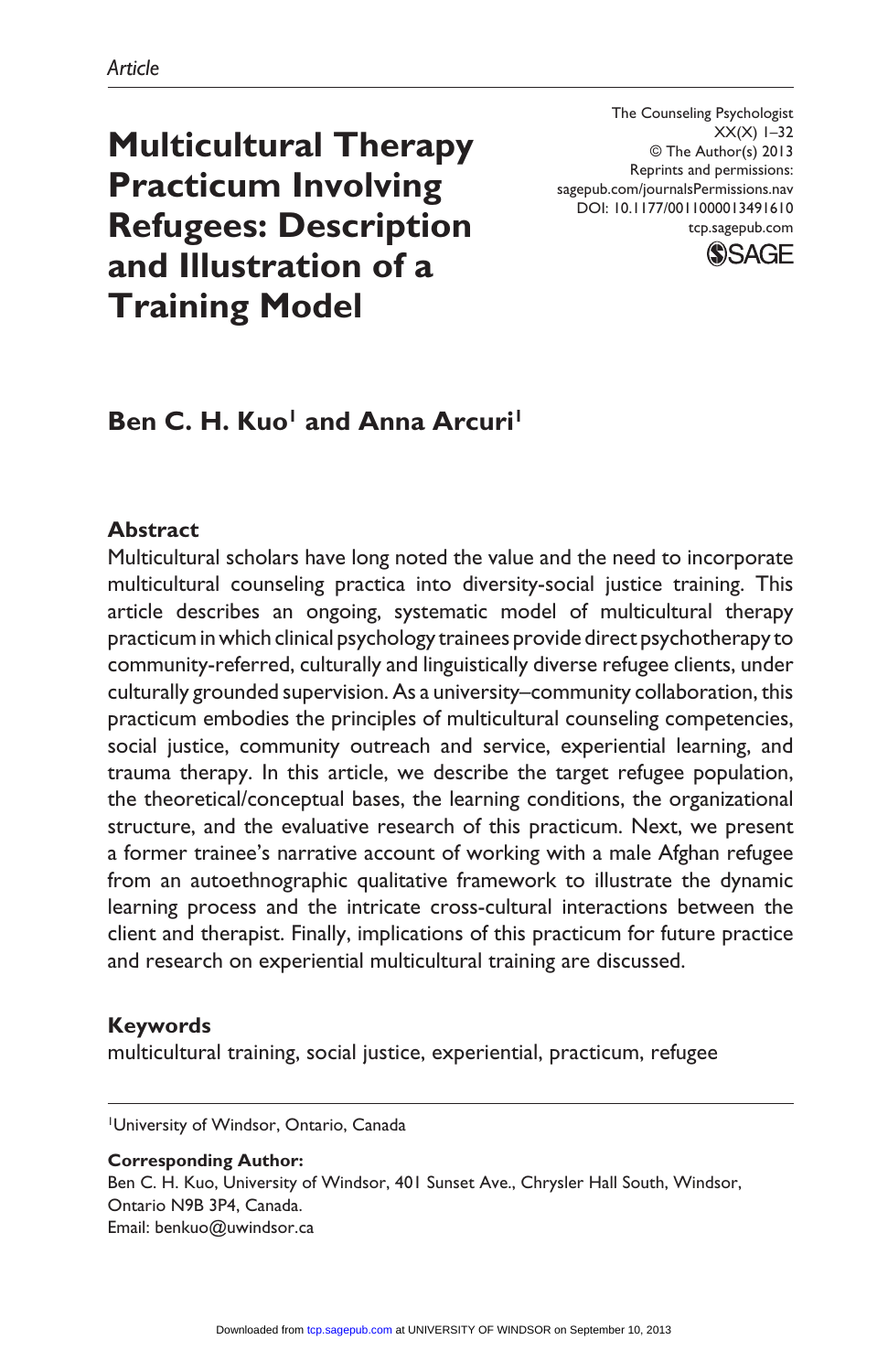*Article*

# Multicultural Therapy Practicum Involving Refugees: Description and Illustration of a Training Model

The Counseling Psychologist
XX(X) 1–32
© The Author(s) 2013
Reprints and permissions:
sagepub.com/journalsPermissions.nav
DOI: 10.1177/0011000013491610
tcp.sagepub.com

**Ben C. H. Kuo[1] and Anna Arcuri[1]**

## Abstract

Multicultural scholars have long noted the value and the need to incorporate multicultural counseling practica into diversity-social justice training. This article describes an ongoing, systematic model of multicultural therapy practicum in which clinical psychology trainees provide direct psychotherapy to community-referred, culturally and linguistically diverse refugee clients, under culturally grounded supervision. As a university–community collaboration, this practicum embodies the principles of multicultural counseling competencies, social justice, community outreach and service, experiential learning, and trauma therapy. In this article, we describe the target refugee population, the theoretical/conceptual bases, the learning conditions, the organizational structure, and the evaluative research of this practicum. Next, we present a former trainee's narrative account of working with a male Afghan refugee from an autoethnographic qualitative framework to illustrate the dynamic learning process and the intricate cross-cultural interactions between the client and therapist. Finally, implications of this practicum for future practice and research on experiential multicultural training are discussed.

## Keywords

multicultural training, social justice, experiential, practicum, refugee

[1]University of Windsor, Ontario, Canada

**Corresponding Author:**
Ben C. H. Kuo, University of Windsor, 401 Sunset Ave., Chrysler Hall South, Windsor, Ontario N9B 3P4, Canada.
Email: benkuo@uwindsor.ca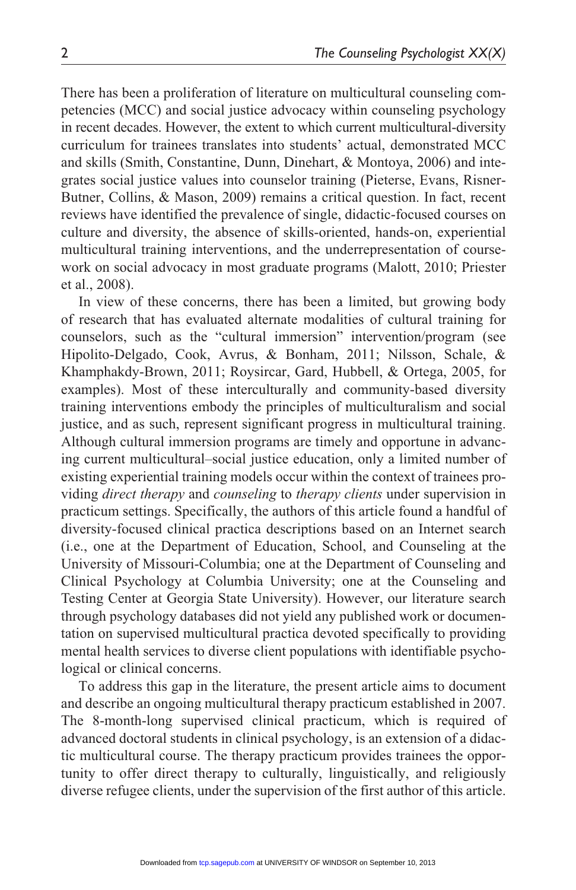There has been a proliferation of literature on multicultural counseling competencies (MCC) and social justice advocacy within counseling psychology in recent decades. However, the extent to which current multicultural-diversity curriculum for trainees translates into students' actual, demonstrated MCC and skills (Smith, Constantine, Dunn, Dinehart, & Montoya, 2006) and integrates social justice values into counselor training (Pieterse, Evans, Risner-Butner, Collins, & Mason, 2009) remains a critical question. In fact, recent reviews have identified the prevalence of single, didactic-focused courses on culture and diversity, the absence of skills-oriented, hands-on, experiential multicultural training interventions, and the underrepresentation of coursework on social advocacy in most graduate programs (Malott, 2010; Priester et al., 2008).

In view of these concerns, there has been a limited, but growing body of research that has evaluated alternate modalities of cultural training for counselors, such as the "cultural immersion" intervention/program (see Hipolito-Delgado, Cook, Avrus, & Bonham, 2011; Nilsson, Schale, & Khamphakdy-Brown, 2011; Roysircar, Gard, Hubbell, & Ortega, 2005, for examples). Most of these interculturally and community-based diversity training interventions embody the principles of multiculturalism and social justice, and as such, represent significant progress in multicultural training. Although cultural immersion programs are timely and opportune in advancing current multicultural–social justice education, only a limited number of existing experiential training models occur within the context of trainees providing *direct therapy* and *counseling* to *therapy clients* under supervision in practicum settings. Specifically, the authors of this article found a handful of diversity-focused clinical practica descriptions based on an Internet search (i.e., one at the Department of Education, School, and Counseling at the University of Missouri-Columbia; one at the Department of Counseling and Clinical Psychology at Columbia University; one at the Counseling and Testing Center at Georgia State University). However, our literature search through psychology databases did not yield any published work or documentation on supervised multicultural practica devoted specifically to providing mental health services to diverse client populations with identifiable psychological or clinical concerns.

To address this gap in the literature, the present article aims to document and describe an ongoing multicultural therapy practicum established in 2007. The 8-month-long supervised clinical practicum, which is required of advanced doctoral students in clinical psychology, is an extension of a didactic multicultural course. The therapy practicum provides trainees the opportunity to offer direct therapy to culturally, linguistically, and religiously diverse refugee clients, under the supervision of the first author of this article.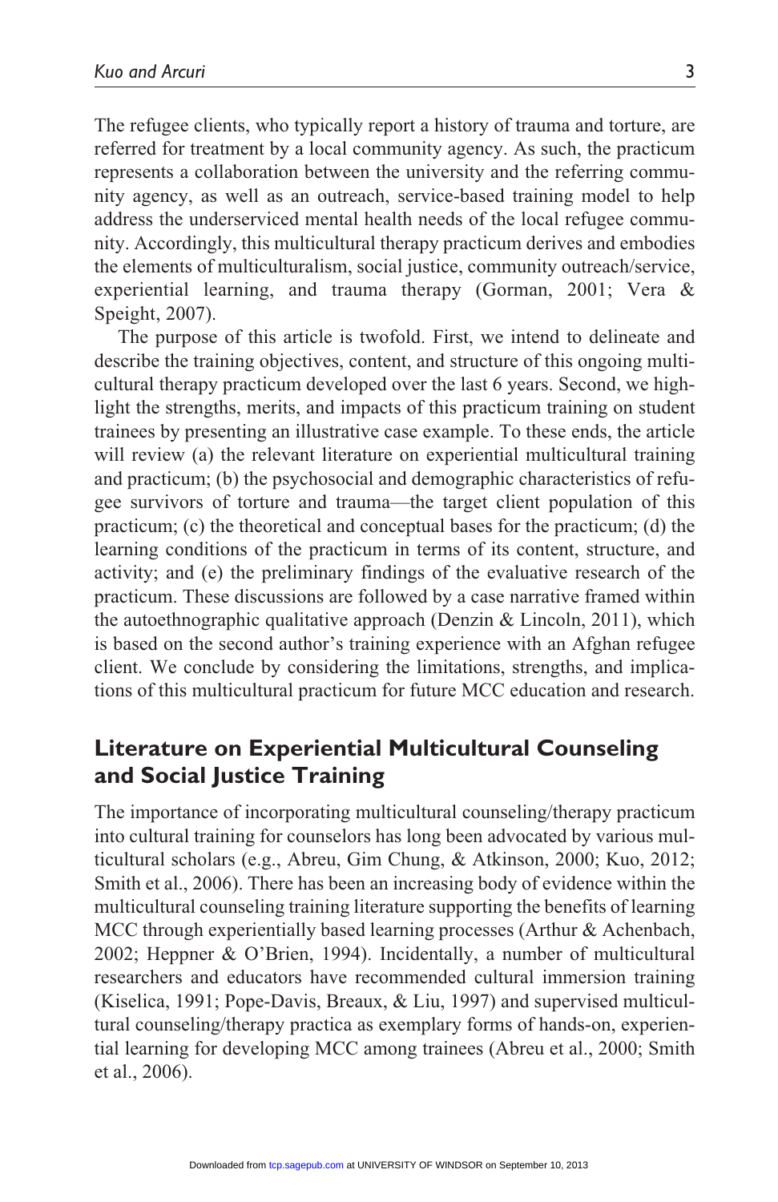The refugee clients, who typically report a history of trauma and torture, are referred for treatment by a local community agency. As such, the practicum represents a collaboration between the university and the referring community agency, as well as an outreach, service-based training model to help address the underserviced mental health needs of the local refugee community. Accordingly, this multicultural therapy practicum derives and embodies the elements of multiculturalism, social justice, community outreach/service, experiential learning, and trauma therapy (Gorman, 2001; Vera & Speight, 2007).

The purpose of this article is twofold. First, we intend to delineate and describe the training objectives, content, and structure of this ongoing multicultural therapy practicum developed over the last 6 years. Second, we highlight the strengths, merits, and impacts of this practicum training on student trainees by presenting an illustrative case example. To these ends, the article will review (a) the relevant literature on experiential multicultural training and practicum; (b) the psychosocial and demographic characteristics of refugee survivors of torture and trauma—the target client population of this practicum; (c) the theoretical and conceptual bases for the practicum; (d) the learning conditions of the practicum in terms of its content, structure, and activity; and (e) the preliminary findings of the evaluative research of the practicum. These discussions are followed by a case narrative framed within the autoethnographic qualitative approach (Denzin & Lincoln, 2011), which is based on the second author's training experience with an Afghan refugee client. We conclude by considering the limitations, strengths, and implications of this multicultural practicum for future MCC education and research.

## Literature on Experiential Multicultural Counseling and Social Justice Training

The importance of incorporating multicultural counseling/therapy practicum into cultural training for counselors has long been advocated by various multicultural scholars (e.g., Abreu, Gim Chung, & Atkinson, 2000; Kuo, 2012; Smith et al., 2006). There has been an increasing body of evidence within the multicultural counseling training literature supporting the benefits of learning MCC through experientially based learning processes (Arthur & Achenbach, 2002; Heppner & O'Brien, 1994). Incidentally, a number of multicultural researchers and educators have recommended cultural immersion training (Kiselica, 1991; Pope-Davis, Breaux, & Liu, 1997) and supervised multicultural counseling/therapy practica as exemplary forms of hands-on, experiential learning for developing MCC among trainees (Abreu et al., 2000; Smith et al., 2006).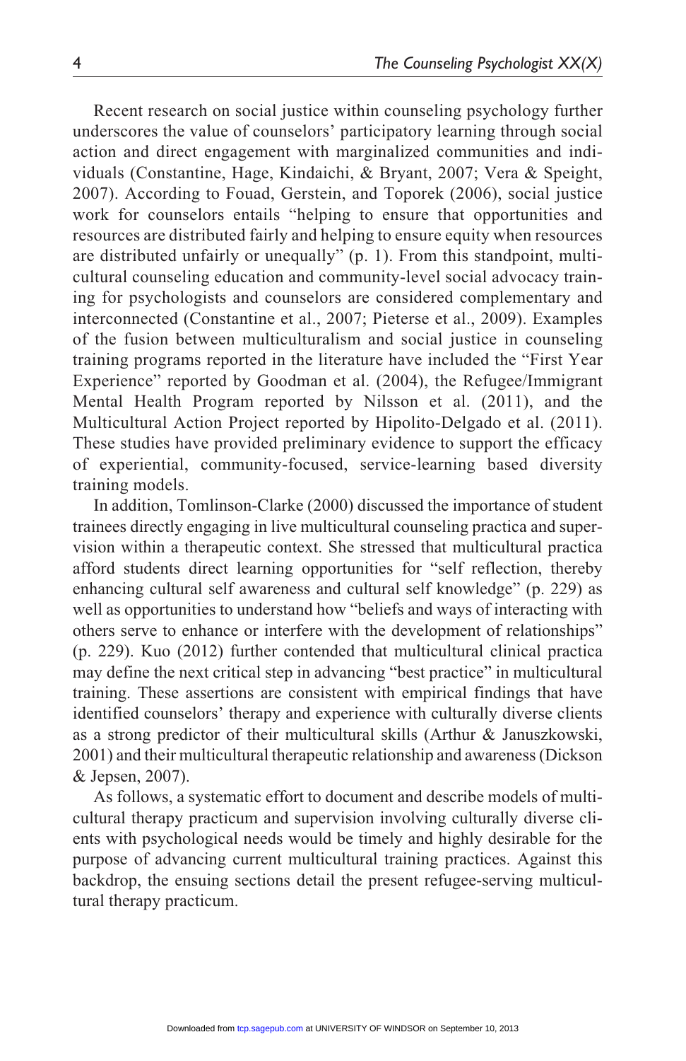Recent research on social justice within counseling psychology further underscores the value of counselors' participatory learning through social action and direct engagement with marginalized communities and individuals (Constantine, Hage, Kindaichi, & Bryant, 2007; Vera & Speight, 2007). According to Fouad, Gerstein, and Toporek (2006), social justice work for counselors entails "helping to ensure that opportunities and resources are distributed fairly and helping to ensure equity when resources are distributed unfairly or unequally" (p. 1). From this standpoint, multicultural counseling education and community-level social advocacy training for psychologists and counselors are considered complementary and interconnected (Constantine et al., 2007; Pieterse et al., 2009). Examples of the fusion between multiculturalism and social justice in counseling training programs reported in the literature have included the "First Year Experience" reported by Goodman et al. (2004), the Refugee/Immigrant Mental Health Program reported by Nilsson et al. (2011), and the Multicultural Action Project reported by Hipolito-Delgado et al. (2011). These studies have provided preliminary evidence to support the efficacy of experiential, community-focused, service-learning based diversity training models.

In addition, Tomlinson-Clarke (2000) discussed the importance of student trainees directly engaging in live multicultural counseling practica and supervision within a therapeutic context. She stressed that multicultural practica afford students direct learning opportunities for "self reflection, thereby enhancing cultural self awareness and cultural self knowledge" (p. 229) as well as opportunities to understand how "beliefs and ways of interacting with others serve to enhance or interfere with the development of relationships" (p. 229). Kuo (2012) further contended that multicultural clinical practica may define the next critical step in advancing "best practice" in multicultural training. These assertions are consistent with empirical findings that have identified counselors' therapy and experience with culturally diverse clients as a strong predictor of their multicultural skills (Arthur & Januszkowski, 2001) and their multicultural therapeutic relationship and awareness (Dickson & Jepsen, 2007).

As follows, a systematic effort to document and describe models of multicultural therapy practicum and supervision involving culturally diverse clients with psychological needs would be timely and highly desirable for the purpose of advancing current multicultural training practices. Against this backdrop, the ensuing sections detail the present refugee-serving multicultural therapy practicum.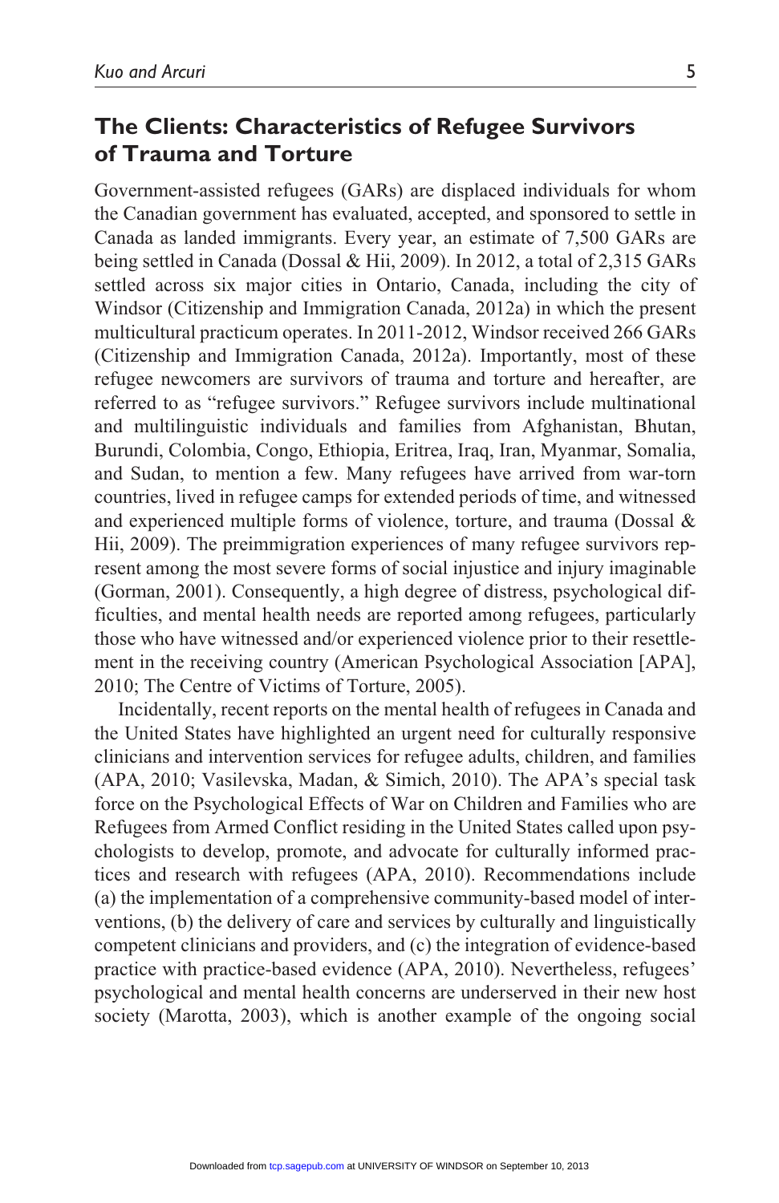## The Clients: Characteristics of Refugee Survivors of Trauma and Torture

Government-assisted refugees (GARs) are displaced individuals for whom the Canadian government has evaluated, accepted, and sponsored to settle in Canada as landed immigrants. Every year, an estimate of 7,500 GARs are being settled in Canada (Dossal & Hii, 2009). In 2012, a total of 2,315 GARs settled across six major cities in Ontario, Canada, including the city of Windsor (Citizenship and Immigration Canada, 2012a) in which the present multicultural practicum operates. In 2011-2012, Windsor received 266 GARs (Citizenship and Immigration Canada, 2012a). Importantly, most of these refugee newcomers are survivors of trauma and torture and hereafter, are referred to as "refugee survivors." Refugee survivors include multinational and multilinguistic individuals and families from Afghanistan, Bhutan, Burundi, Colombia, Congo, Ethiopia, Eritrea, Iraq, Iran, Myanmar, Somalia, and Sudan, to mention a few. Many refugees have arrived from war-torn countries, lived in refugee camps for extended periods of time, and witnessed and experienced multiple forms of violence, torture, and trauma (Dossal & Hii, 2009). The preimmigration experiences of many refugee survivors represent among the most severe forms of social injustice and injury imaginable (Gorman, 2001). Consequently, a high degree of distress, psychological difficulties, and mental health needs are reported among refugees, particularly those who have witnessed and/or experienced violence prior to their resettlement in the receiving country (American Psychological Association [APA], 2010; The Centre of Victims of Torture, 2005).

Incidentally, recent reports on the mental health of refugees in Canada and the United States have highlighted an urgent need for culturally responsive clinicians and intervention services for refugee adults, children, and families (APA, 2010; Vasilevska, Madan, & Simich, 2010). The APA's special task force on the Psychological Effects of War on Children and Families who are Refugees from Armed Conflict residing in the United States called upon psychologists to develop, promote, and advocate for culturally informed practices and research with refugees (APA, 2010). Recommendations include (a) the implementation of a comprehensive community-based model of interventions, (b) the delivery of care and services by culturally and linguistically competent clinicians and providers, and (c) the integration of evidence-based practice with practice-based evidence (APA, 2010). Nevertheless, refugees' psychological and mental health concerns are underserved in their new host society (Marotta, 2003), which is another example of the ongoing social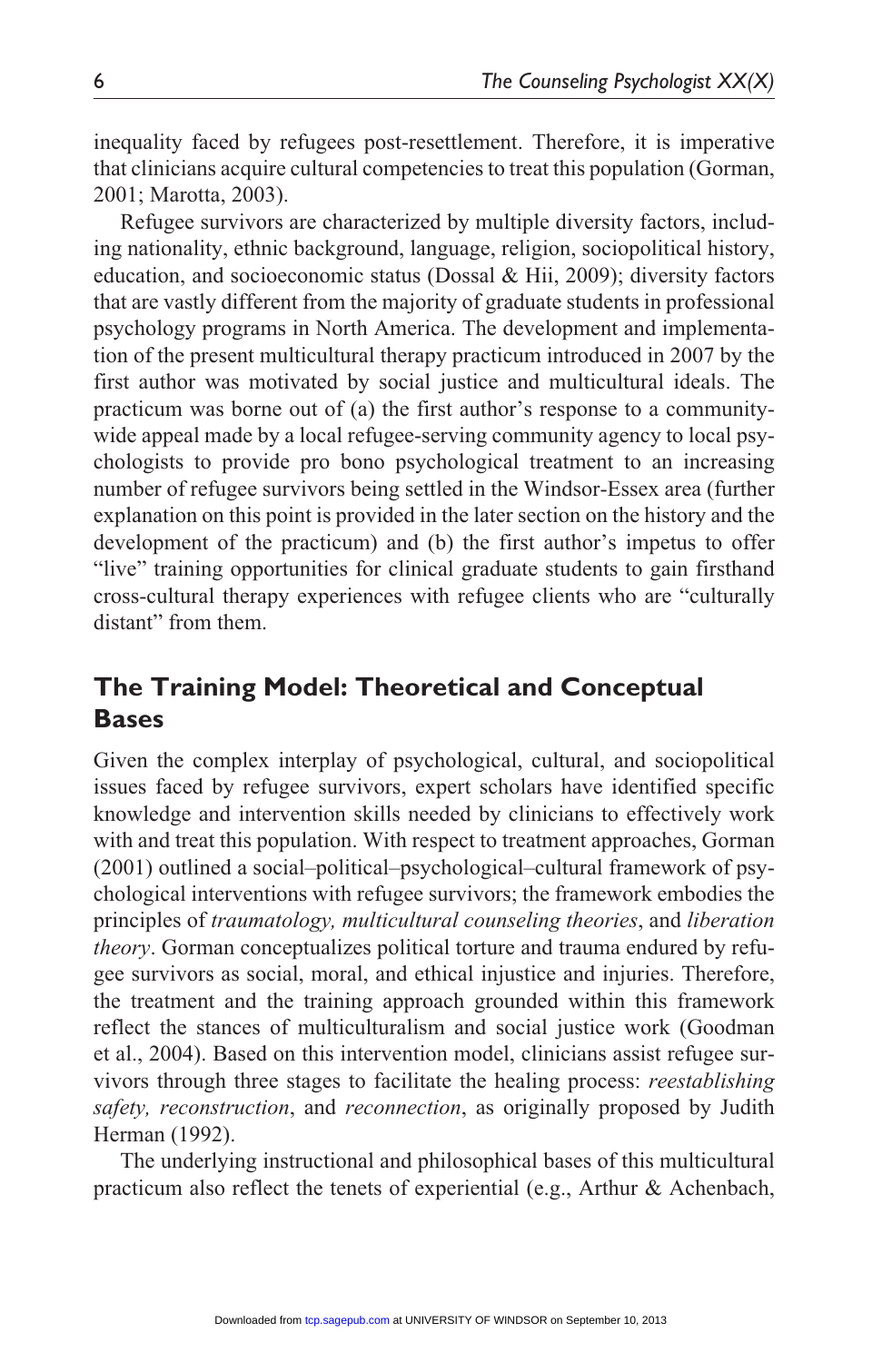inequality faced by refugees post-resettlement. Therefore, it is imperative that clinicians acquire cultural competencies to treat this population (Gorman, 2001; Marotta, 2003).

Refugee survivors are characterized by multiple diversity factors, including nationality, ethnic background, language, religion, sociopolitical history, education, and socioeconomic status (Dossal & Hii, 2009); diversity factors that are vastly different from the majority of graduate students in professional psychology programs in North America. The development and implementation of the present multicultural therapy practicum introduced in 2007 by the first author was motivated by social justice and multicultural ideals. The practicum was borne out of (a) the first author's response to a community-wide appeal made by a local refugee-serving community agency to local psychologists to provide pro bono psychological treatment to an increasing number of refugee survivors being settled in the Windsor-Essex area (further explanation on this point is provided in the later section on the history and the development of the practicum) and (b) the first author's impetus to offer "live" training opportunities for clinical graduate students to gain firsthand cross-cultural therapy experiences with refugee clients who are "culturally distant" from them.

## The Training Model: Theoretical and Conceptual Bases

Given the complex interplay of psychological, cultural, and sociopolitical issues faced by refugee survivors, expert scholars have identified specific knowledge and intervention skills needed by clinicians to effectively work with and treat this population. With respect to treatment approaches, Gorman (2001) outlined a social–political–psychological–cultural framework of psychological interventions with refugee survivors; the framework embodies the principles of *traumatology, multicultural counseling theories*, and *liberation theory*. Gorman conceptualizes political torture and trauma endured by refugee survivors as social, moral, and ethical injustice and injuries. Therefore, the treatment and the training approach grounded within this framework reflect the stances of multiculturalism and social justice work (Goodman et al., 2004). Based on this intervention model, clinicians assist refugee survivors through three stages to facilitate the healing process: *reestablishing safety, reconstruction*, and *reconnection*, as originally proposed by Judith Herman (1992).

The underlying instructional and philosophical bases of this multicultural practicum also reflect the tenets of experiential (e.g., Arthur & Achenbach,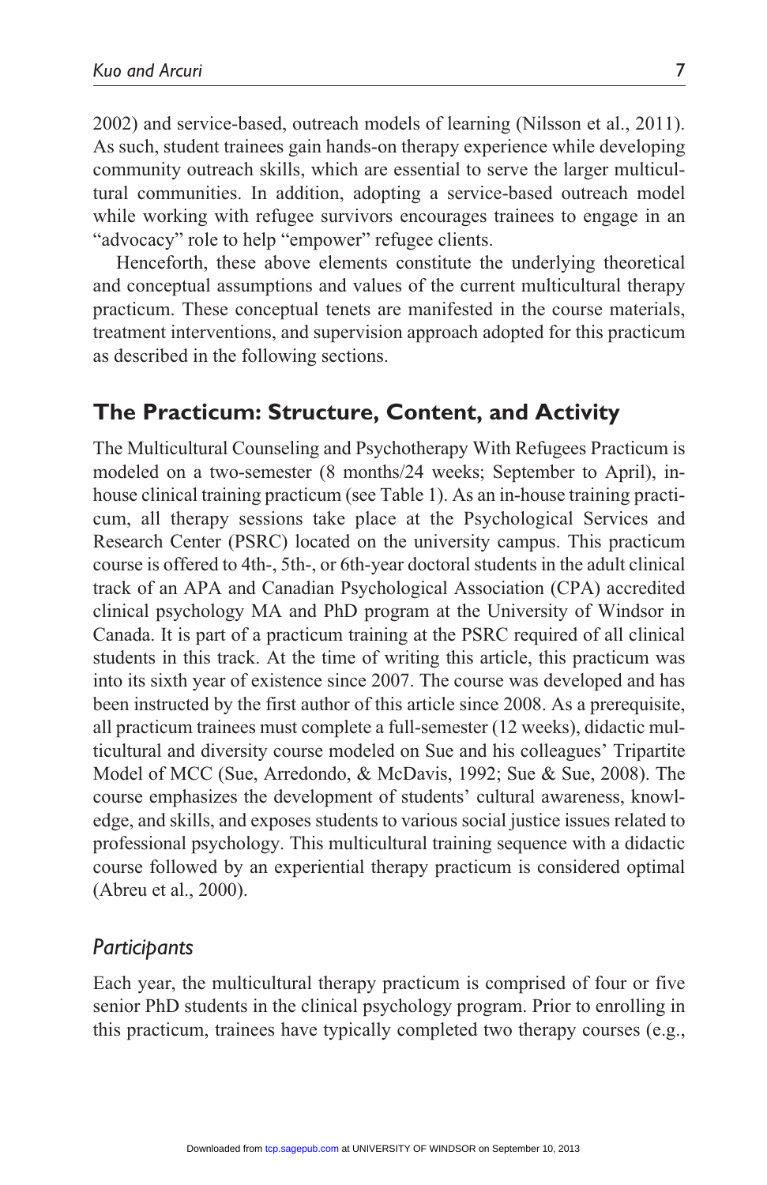2002) and service-based, outreach models of learning (Nilsson et al., 2011). As such, student trainees gain hands-on therapy experience while developing community outreach skills, which are essential to serve the larger multicultural communities. In addition, adopting a service-based outreach model while working with refugee survivors encourages trainees to engage in an "advocacy" role to help "empower" refugee clients.

Henceforth, these above elements constitute the underlying theoretical and conceptual assumptions and values of the current multicultural therapy practicum. These conceptual tenets are manifested in the course materials, treatment interventions, and supervision approach adopted for this practicum as described in the following sections.

## The Practicum: Structure, Content, and Activity

The Multicultural Counseling and Psychotherapy With Refugees Practicum is modeled on a two-semester (8 months/24 weeks; September to April), in-house clinical training practicum (see Table 1). As an in-house training practicum, all therapy sessions take place at the Psychological Services and Research Center (PSRC) located on the university campus. This practicum course is offered to 4th-, 5th-, or 6th-year doctoral students in the adult clinical track of an APA and Canadian Psychological Association (CPA) accredited clinical psychology MA and PhD program at the University of Windsor in Canada. It is part of a practicum training at the PSRC required of all clinical students in this track. At the time of writing this article, this practicum was into its sixth year of existence since 2007. The course was developed and has been instructed by the first author of this article since 2008. As a prerequisite, all practicum trainees must complete a full-semester (12 weeks), didactic multicultural and diversity course modeled on Sue and his colleagues' Tripartite Model of MCC (Sue, Arredondo, & McDavis, 1992; Sue & Sue, 2008). The course emphasizes the development of students' cultural awareness, knowledge, and skills, and exposes students to various social justice issues related to professional psychology. This multicultural training sequence with a didactic course followed by an experiential therapy practicum is considered optimal (Abreu et al., 2000).

### *Participants*

Each year, the multicultural therapy practicum is comprised of four or five senior PhD students in the clinical psychology program. Prior to enrolling in this practicum, trainees have typically completed two therapy courses (e.g.,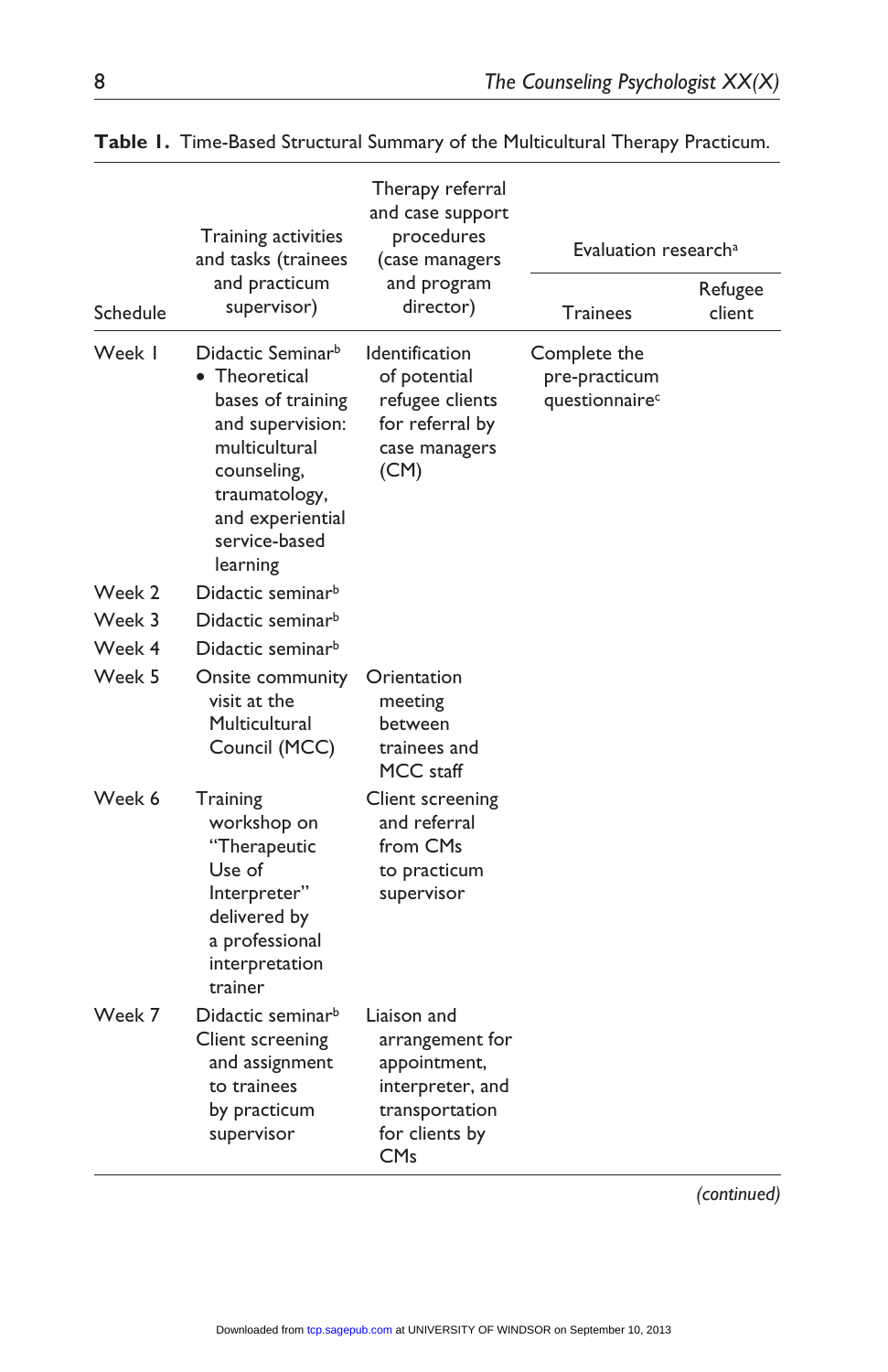**Table 1.** Time-Based Structural Summary of the Multicultural Therapy Practicum.

| Schedule | Training activities and tasks (trainees and practicum supervisor) | Therapy referral and case support procedures (case managers and program director) | Evaluation research[a] | |
|---|---|---|---|---|
| | | | Trainees | Refugee client |
| Week 1 | Didactic Seminar[b] • Theoretical bases of training and supervision: multicultural counseling, traumatology, and experiential service-based learning | Identification of potential refugee clients for referral by case managers (CM) | Complete the pre-practicum questionnaire[c] | |
| Week 2 | Didactic seminar[b] | | | |
| Week 3 | Didactic seminar[b] | | | |
| Week 4 | Didactic seminar[b] | | | |
| Week 5 | Onsite community visit at the Multicultural Council (MCC) | Orientation meeting between trainees and MCC staff | | |
| Week 6 | Training workshop on "Therapeutic Use of Interpreter" delivered by a professional interpretation trainer | Client screening and referral from CMs to practicum supervisor | | |
| Week 7 | Didactic seminar[b] Client screening and assignment to trainees by practicum supervisor | Liaison and arrangement for appointment, interpreter, and transportation for clients by CMs | | |

*(continued)*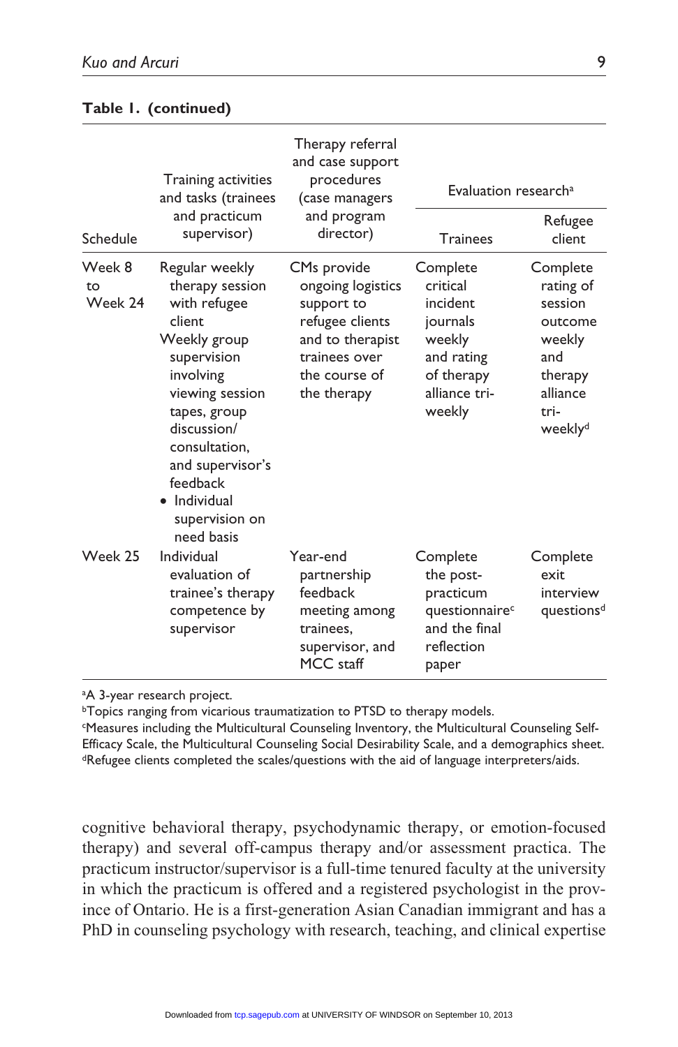**Table 1. (continued)**

| Schedule | Training activities and tasks (trainees and practicum supervisor) | Therapy referral and case support procedures (case managers and program director) | Evaluation research[a] | |
|---|---|---|---|---|
| | | | Trainees | Refugee client |
| Week 8 to Week 24 | Regular weekly therapy session with refugee client<br>Weekly group supervision involving viewing session tapes, group discussion/ consultation, and supervisor's feedback<br>• Individual supervision on need basis | CMs provide ongoing logistics support to refugee clients and to therapist trainees over the course of the therapy | Complete critical incident journals weekly and rating of therapy alliance tri-weekly | Complete rating of session outcome weekly and therapy alliance tri-weekly[d] |
| Week 25 | Individual evaluation of trainee's therapy competence by supervisor | Year-end partnership feedback meeting among trainees, supervisor, and MCC staff | Complete the post-practicum questionnaire[c] and the final reflection paper | Complete exit interview questions[d] |

[a]A 3-year research project.
[b]Topics ranging from vicarious traumatization to PTSD to therapy models.
[c]Measures including the Multicultural Counseling Inventory, the Multicultural Counseling Self-Efficacy Scale, the Multicultural Counseling Social Desirability Scale, and a demographics sheet.
[d]Refugee clients completed the scales/questions with the aid of language interpreters/aids.

cognitive behavioral therapy, psychodynamic therapy, or emotion-focused therapy) and several off-campus therapy and/or assessment practica. The practicum instructor/supervisor is a full-time tenured faculty at the university in which the practicum is offered and a registered psychologist in the province of Ontario. He is a first-generation Asian Canadian immigrant and has a PhD in counseling psychology with research, teaching, and clinical expertise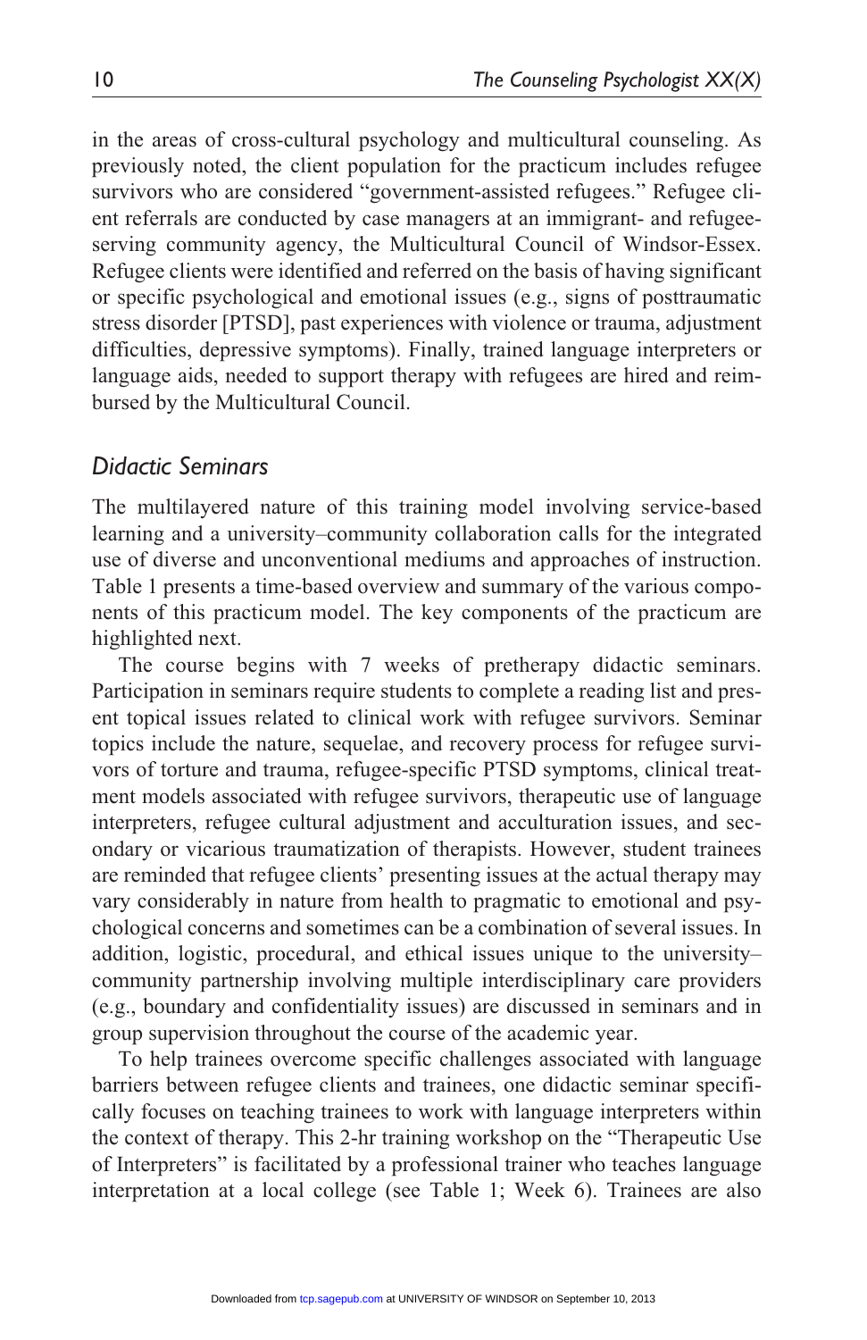in the areas of cross-cultural psychology and multicultural counseling. As previously noted, the client population for the practicum includes refugee survivors who are considered "government-assisted refugees." Refugee client referrals are conducted by case managers at an immigrant- and refugee-serving community agency, the Multicultural Council of Windsor-Essex. Refugee clients were identified and referred on the basis of having significant or specific psychological and emotional issues (e.g., signs of posttraumatic stress disorder [PTSD], past experiences with violence or trauma, adjustment difficulties, depressive symptoms). Finally, trained language interpreters or language aids, needed to support therapy with refugees are hired and reimbursed by the Multicultural Council.

## *Didactic Seminars*

The multilayered nature of this training model involving service-based learning and a university–community collaboration calls for the integrated use of diverse and unconventional mediums and approaches of instruction. Table 1 presents a time-based overview and summary of the various components of this practicum model. The key components of the practicum are highlighted next.

The course begins with 7 weeks of pretherapy didactic seminars. Participation in seminars require students to complete a reading list and present topical issues related to clinical work with refugee survivors. Seminar topics include the nature, sequelae, and recovery process for refugee survivors of torture and trauma, refugee-specific PTSD symptoms, clinical treatment models associated with refugee survivors, therapeutic use of language interpreters, refugee cultural adjustment and acculturation issues, and secondary or vicarious traumatization of therapists. However, student trainees are reminded that refugee clients' presenting issues at the actual therapy may vary considerably in nature from health to pragmatic to emotional and psychological concerns and sometimes can be a combination of several issues. In addition, logistic, procedural, and ethical issues unique to the university–community partnership involving multiple interdisciplinary care providers (e.g., boundary and confidentiality issues) are discussed in seminars and in group supervision throughout the course of the academic year.

To help trainees overcome specific challenges associated with language barriers between refugee clients and trainees, one didactic seminar specifically focuses on teaching trainees to work with language interpreters within the context of therapy. This 2-hr training workshop on the "Therapeutic Use of Interpreters" is facilitated by a professional trainer who teaches language interpretation at a local college (see Table 1; Week 6). Trainees are also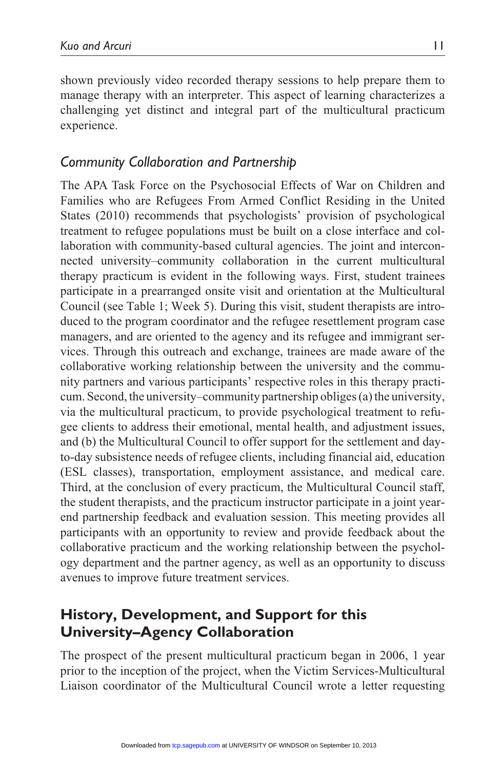shown previously video recorded therapy sessions to help prepare them to manage therapy with an interpreter. This aspect of learning characterizes a challenging yet distinct and integral part of the multicultural practicum experience.

### *Community Collaboration and Partnership*

The APA Task Force on the Psychosocial Effects of War on Children and Families who are Refugees From Armed Conflict Residing in the United States (2010) recommends that psychologists' provision of psychological treatment to refugee populations must be built on a close interface and collaboration with community-based cultural agencies. The joint and interconnected university–community collaboration in the current multicultural therapy practicum is evident in the following ways. First, student trainees participate in a prearranged onsite visit and orientation at the Multicultural Council (see Table 1; Week 5). During this visit, student therapists are introduced to the program coordinator and the refugee resettlement program case managers, and are oriented to the agency and its refugee and immigrant services. Through this outreach and exchange, trainees are made aware of the collaborative working relationship between the university and the community partners and various participants' respective roles in this therapy practicum. Second, the university–community partnership obliges (a) the university, via the multicultural practicum, to provide psychological treatment to refugee clients to address their emotional, mental health, and adjustment issues, and (b) the Multicultural Council to offer support for the settlement and day-to-day subsistence needs of refugee clients, including financial aid, education (ESL classes), transportation, employment assistance, and medical care. Third, at the conclusion of every practicum, the Multicultural Council staff, the student therapists, and the practicum instructor participate in a joint year-end partnership feedback and evaluation session. This meeting provides all participants with an opportunity to review and provide feedback about the collaborative practicum and the working relationship between the psychology department and the partner agency, as well as an opportunity to discuss avenues to improve future treatment services.

## History, Development, and Support for this University–Agency Collaboration

The prospect of the present multicultural practicum began in 2006, 1 year prior to the inception of the project, when the Victim Services-Multicultural Liaison coordinator of the Multicultural Council wrote a letter requesting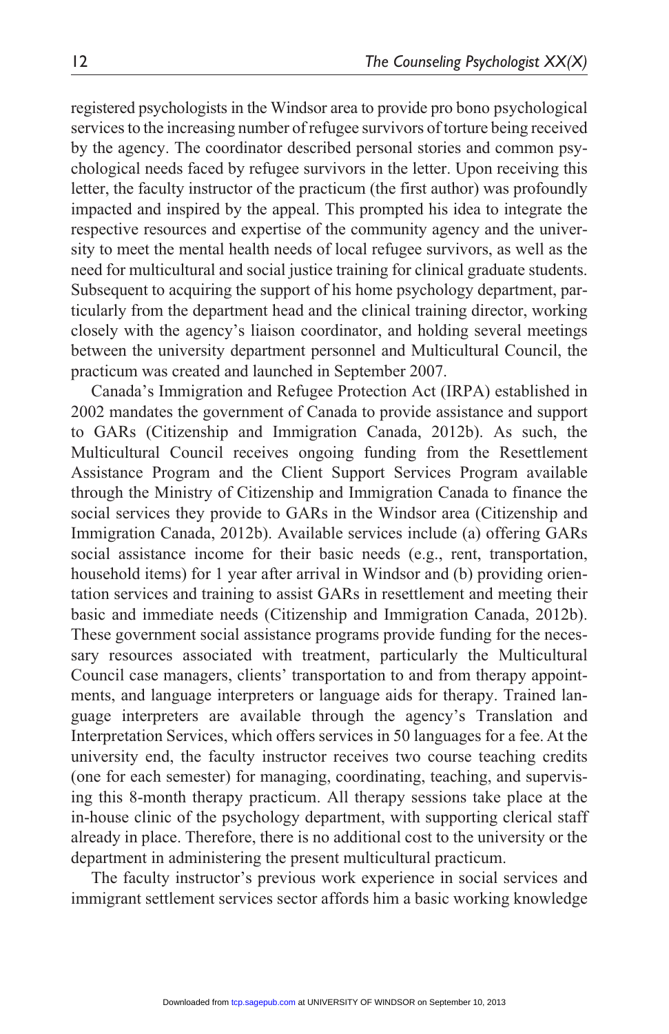registered psychologists in the Windsor area to provide pro bono psychological services to the increasing number of refugee survivors of torture being received by the agency. The coordinator described personal stories and common psychological needs faced by refugee survivors in the letter. Upon receiving this letter, the faculty instructor of the practicum (the first author) was profoundly impacted and inspired by the appeal. This prompted his idea to integrate the respective resources and expertise of the community agency and the university to meet the mental health needs of local refugee survivors, as well as the need for multicultural and social justice training for clinical graduate students. Subsequent to acquiring the support of his home psychology department, particularly from the department head and the clinical training director, working closely with the agency's liaison coordinator, and holding several meetings between the university department personnel and Multicultural Council, the practicum was created and launched in September 2007.

Canada's Immigration and Refugee Protection Act (IRPA) established in 2002 mandates the government of Canada to provide assistance and support to GARs (Citizenship and Immigration Canada, 2012b). As such, the Multicultural Council receives ongoing funding from the Resettlement Assistance Program and the Client Support Services Program available through the Ministry of Citizenship and Immigration Canada to finance the social services they provide to GARs in the Windsor area (Citizenship and Immigration Canada, 2012b). Available services include (a) offering GARs social assistance income for their basic needs (e.g., rent, transportation, household items) for 1 year after arrival in Windsor and (b) providing orientation services and training to assist GARs in resettlement and meeting their basic and immediate needs (Citizenship and Immigration Canada, 2012b). These government social assistance programs provide funding for the necessary resources associated with treatment, particularly the Multicultural Council case managers, clients' transportation to and from therapy appointments, and language interpreters or language aids for therapy. Trained language interpreters are available through the agency's Translation and Interpretation Services, which offers services in 50 languages for a fee. At the university end, the faculty instructor receives two course teaching credits (one for each semester) for managing, coordinating, teaching, and supervising this 8-month therapy practicum. All therapy sessions take place at the in-house clinic of the psychology department, with supporting clerical staff already in place. Therefore, there is no additional cost to the university or the department in administering the present multicultural practicum.

The faculty instructor's previous work experience in social services and immigrant settlement services sector affords him a basic working knowledge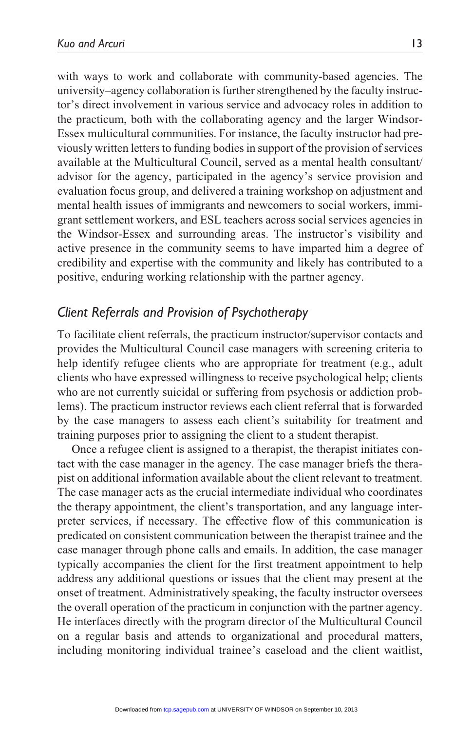with ways to work and collaborate with community-based agencies. The university–agency collaboration is further strengthened by the faculty instructor's direct involvement in various service and advocacy roles in addition to the practicum, both with the collaborating agency and the larger Windsor-Essex multicultural communities. For instance, the faculty instructor had previously written letters to funding bodies in support of the provision of services available at the Multicultural Council, served as a mental health consultant/advisor for the agency, participated in the agency's service provision and evaluation focus group, and delivered a training workshop on adjustment and mental health issues of immigrants and newcomers to social workers, immigrant settlement workers, and ESL teachers across social services agencies in the Windsor-Essex and surrounding areas. The instructor's visibility and active presence in the community seems to have imparted him a degree of credibility and expertise with the community and likely has contributed to a positive, enduring working relationship with the partner agency.

## *Client Referrals and Provision of Psychotherapy*

To facilitate client referrals, the practicum instructor/supervisor contacts and provides the Multicultural Council case managers with screening criteria to help identify refugee clients who are appropriate for treatment (e.g., adult clients who have expressed willingness to receive psychological help; clients who are not currently suicidal or suffering from psychosis or addiction problems). The practicum instructor reviews each client referral that is forwarded by the case managers to assess each client's suitability for treatment and training purposes prior to assigning the client to a student therapist.

Once a refugee client is assigned to a therapist, the therapist initiates contact with the case manager in the agency. The case manager briefs the therapist on additional information available about the client relevant to treatment. The case manager acts as the crucial intermediate individual who coordinates the therapy appointment, the client's transportation, and any language interpreter services, if necessary. The effective flow of this communication is predicated on consistent communication between the therapist trainee and the case manager through phone calls and emails. In addition, the case manager typically accompanies the client for the first treatment appointment to help address any additional questions or issues that the client may present at the onset of treatment. Administratively speaking, the faculty instructor oversees the overall operation of the practicum in conjunction with the partner agency. He interfaces directly with the program director of the Multicultural Council on a regular basis and attends to organizational and procedural matters, including monitoring individual trainee's caseload and the client waitlist,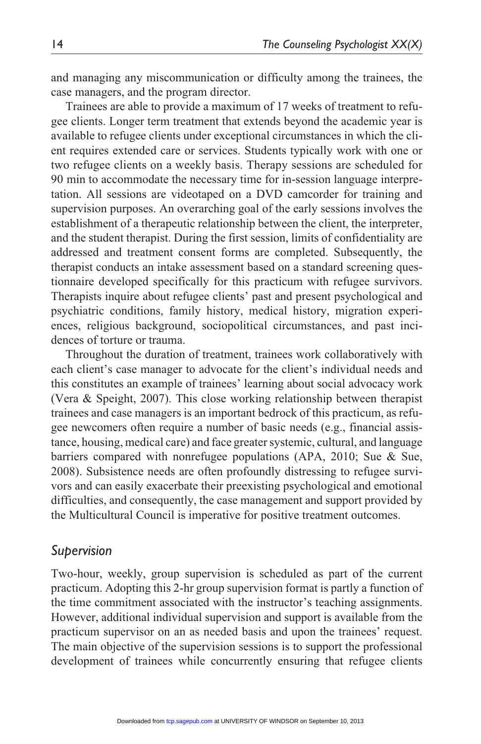and managing any miscommunication or difficulty among the trainees, the case managers, and the program director.

Trainees are able to provide a maximum of 17 weeks of treatment to refugee clients. Longer term treatment that extends beyond the academic year is available to refugee clients under exceptional circumstances in which the client requires extended care or services. Students typically work with one or two refugee clients on a weekly basis. Therapy sessions are scheduled for 90 min to accommodate the necessary time for in-session language interpretation. All sessions are videotaped on a DVD camcorder for training and supervision purposes. An overarching goal of the early sessions involves the establishment of a therapeutic relationship between the client, the interpreter, and the student therapist. During the first session, limits of confidentiality are addressed and treatment consent forms are completed. Subsequently, the therapist conducts an intake assessment based on a standard screening questionnaire developed specifically for this practicum with refugee survivors. Therapists inquire about refugee clients' past and present psychological and psychiatric conditions, family history, medical history, migration experiences, religious background, sociopolitical circumstances, and past incidences of torture or trauma.

Throughout the duration of treatment, trainees work collaboratively with each client's case manager to advocate for the client's individual needs and this constitutes an example of trainees' learning about social advocacy work (Vera & Speight, 2007). This close working relationship between therapist trainees and case managers is an important bedrock of this practicum, as refugee newcomers often require a number of basic needs (e.g., financial assistance, housing, medical care) and face greater systemic, cultural, and language barriers compared with nonrefugee populations (APA, 2010; Sue & Sue, 2008). Subsistence needs are often profoundly distressing to refugee survivors and can easily exacerbate their preexisting psychological and emotional difficulties, and consequently, the case management and support provided by the Multicultural Council is imperative for positive treatment outcomes.

## *Supervision*

Two-hour, weekly, group supervision is scheduled as part of the current practicum. Adopting this 2-hr group supervision format is partly a function of the time commitment associated with the instructor's teaching assignments. However, additional individual supervision and support is available from the practicum supervisor on an as needed basis and upon the trainees' request. The main objective of the supervision sessions is to support the professional development of trainees while concurrently ensuring that refugee clients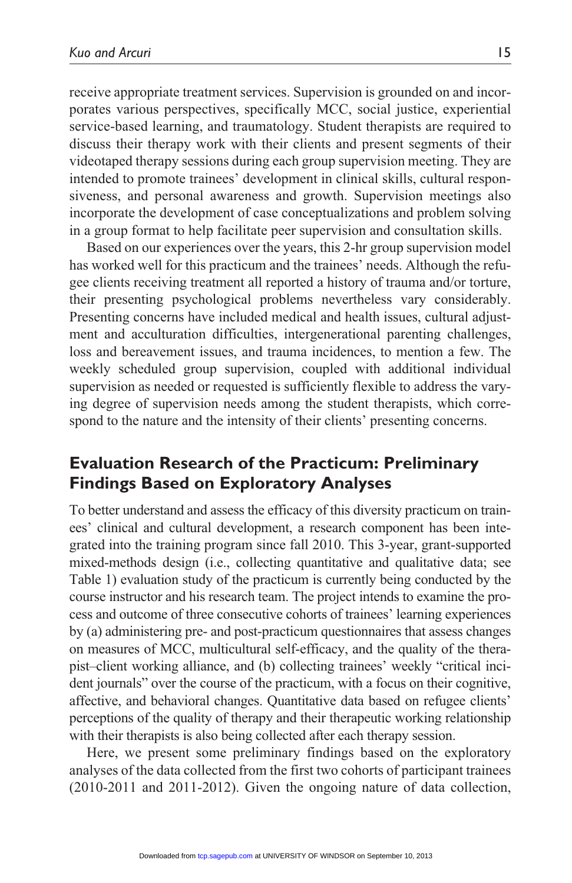receive appropriate treatment services. Supervision is grounded on and incorporates various perspectives, specifically MCC, social justice, experiential service-based learning, and traumatology. Student therapists are required to discuss their therapy work with their clients and present segments of their videotaped therapy sessions during each group supervision meeting. They are intended to promote trainees' development in clinical skills, cultural responsiveness, and personal awareness and growth. Supervision meetings also incorporate the development of case conceptualizations and problem solving in a group format to help facilitate peer supervision and consultation skills.

Based on our experiences over the years, this 2-hr group supervision model has worked well for this practicum and the trainees' needs. Although the refugee clients receiving treatment all reported a history of trauma and/or torture, their presenting psychological problems nevertheless vary considerably. Presenting concerns have included medical and health issues, cultural adjustment and acculturation difficulties, intergenerational parenting challenges, loss and bereavement issues, and trauma incidences, to mention a few. The weekly scheduled group supervision, coupled with additional individual supervision as needed or requested is sufficiently flexible to address the varying degree of supervision needs among the student therapists, which correspond to the nature and the intensity of their clients' presenting concerns.

## Evaluation Research of the Practicum: Preliminary Findings Based on Exploratory Analyses

To better understand and assess the efficacy of this diversity practicum on trainees' clinical and cultural development, a research component has been integrated into the training program since fall 2010. This 3-year, grant-supported mixed-methods design (i.e., collecting quantitative and qualitative data; see Table 1) evaluation study of the practicum is currently being conducted by the course instructor and his research team. The project intends to examine the process and outcome of three consecutive cohorts of trainees' learning experiences by (a) administering pre- and post-practicum questionnaires that assess changes on measures of MCC, multicultural self-efficacy, and the quality of the therapist–client working alliance, and (b) collecting trainees' weekly "critical incident journals" over the course of the practicum, with a focus on their cognitive, affective, and behavioral changes. Quantitative data based on refugee clients' perceptions of the quality of therapy and their therapeutic working relationship with their therapists is also being collected after each therapy session.

Here, we present some preliminary findings based on the exploratory analyses of the data collected from the first two cohorts of participant trainees (2010-2011 and 2011-2012). Given the ongoing nature of data collection,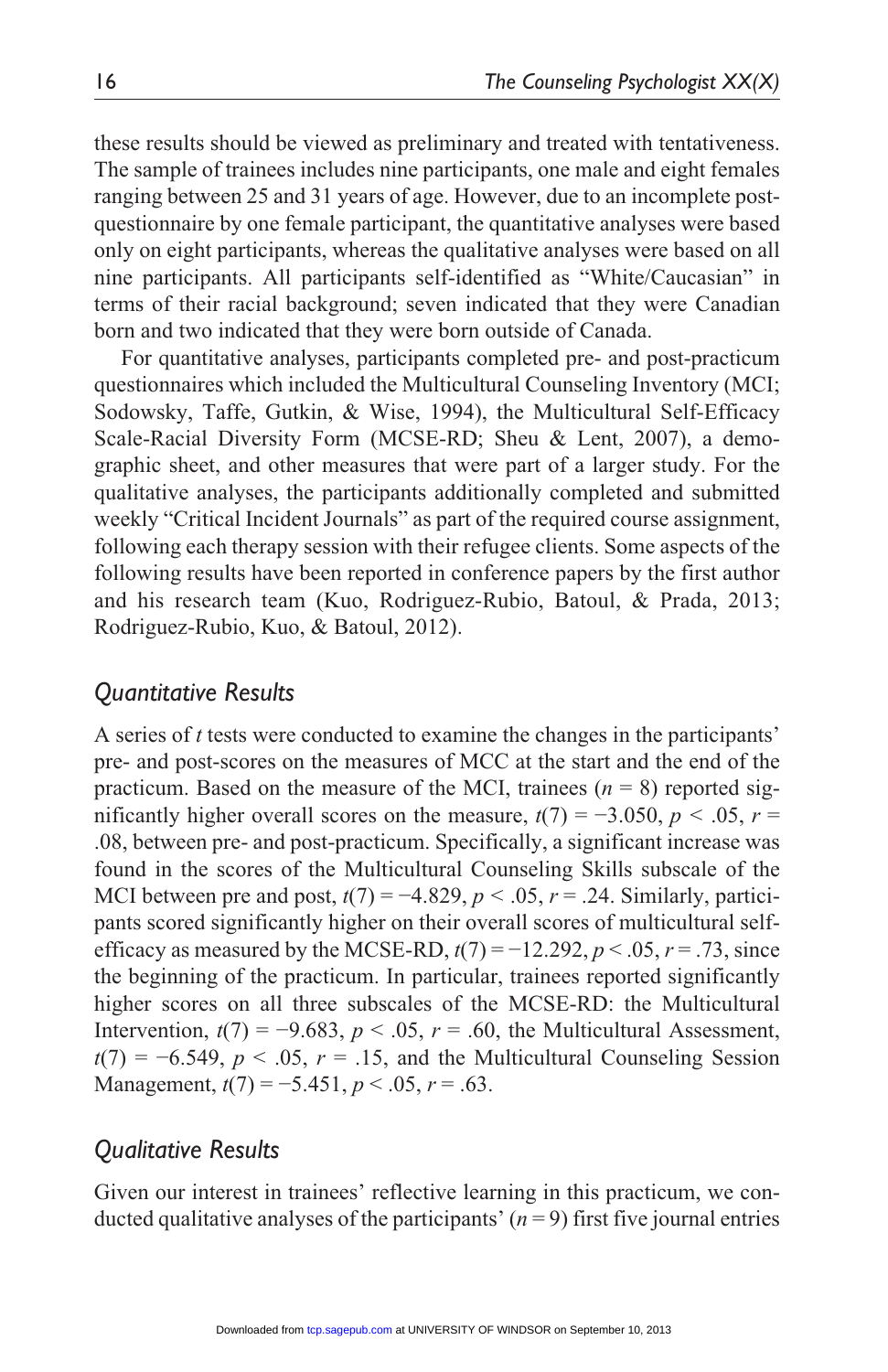these results should be viewed as preliminary and treated with tentativeness. The sample of trainees includes nine participants, one male and eight females ranging between 25 and 31 years of age. However, due to an incomplete post-questionnaire by one female participant, the quantitative analyses were based only on eight participants, whereas the qualitative analyses were based on all nine participants. All participants self-identified as "White/Caucasian" in terms of their racial background; seven indicated that they were Canadian born and two indicated that they were born outside of Canada.

For quantitative analyses, participants completed pre- and post-practicum questionnaires which included the Multicultural Counseling Inventory (MCI; Sodowsky, Taffe, Gutkin, & Wise, 1994), the Multicultural Self-Efficacy Scale-Racial Diversity Form (MCSE-RD; Sheu & Lent, 2007), a demographic sheet, and other measures that were part of a larger study. For the qualitative analyses, the participants additionally completed and submitted weekly "Critical Incident Journals" as part of the required course assignment, following each therapy session with their refugee clients. Some aspects of the following results have been reported in conference papers by the first author and his research team (Kuo, Rodriguez-Rubio, Batoul, & Prada, 2013; Rodriguez-Rubio, Kuo, & Batoul, 2012).

## Quantitative Results

A series of *t* tests were conducted to examine the changes in the participants' pre- and post-scores on the measures of MCC at the start and the end of the practicum. Based on the measure of the MCI, trainees ($n = 8$) reported significantly higher overall scores on the measure, $t(7) = -3.050$, $p < .05$, $r = .08$, between pre- and post-practicum. Specifically, a significant increase was found in the scores of the Multicultural Counseling Skills subscale of the MCI between pre and post, $t(7) = -4.829$, $p < .05$, $r = .24$. Similarly, participants scored significantly higher on their overall scores of multicultural self-efficacy as measured by the MCSE-RD, $t(7) = -12.292$, $p < .05$, $r = .73$, since the beginning of the practicum. In particular, trainees reported significantly higher scores on all three subscales of the MCSE-RD: the Multicultural Intervention, $t(7) = -9.683$, $p < .05$, $r = .60$, the Multicultural Assessment, $t(7) = -6.549$, $p < .05$, $r = .15$, and the Multicultural Counseling Session Management, $t(7) = -5.451$, $p < .05$, $r = .63$.

## Qualitative Results

Given our interest in trainees' reflective learning in this practicum, we conducted qualitative analyses of the participants' ($n = 9$) first five journal entries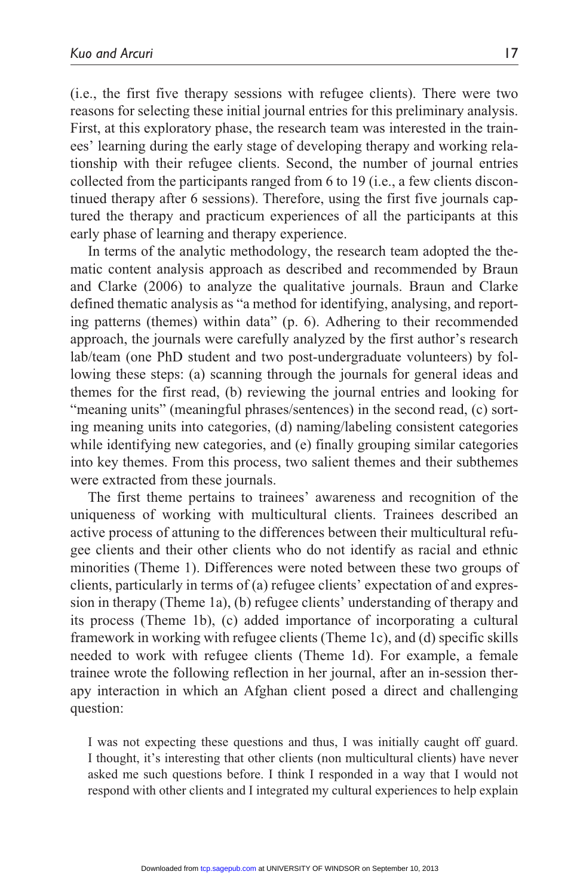(i.e., the first five therapy sessions with refugee clients). There were two reasons for selecting these initial journal entries for this preliminary analysis. First, at this exploratory phase, the research team was interested in the trainees' learning during the early stage of developing therapy and working relationship with their refugee clients. Second, the number of journal entries collected from the participants ranged from 6 to 19 (i.e., a few clients discontinued therapy after 6 sessions). Therefore, using the first five journals captured the therapy and practicum experiences of all the participants at this early phase of learning and therapy experience.

In terms of the analytic methodology, the research team adopted the thematic content analysis approach as described and recommended by Braun and Clarke (2006) to analyze the qualitative journals. Braun and Clarke defined thematic analysis as "a method for identifying, analysing, and reporting patterns (themes) within data" (p. 6). Adhering to their recommended approach, the journals were carefully analyzed by the first author's research lab/team (one PhD student and two post-undergraduate volunteers) by following these steps: (a) scanning through the journals for general ideas and themes for the first read, (b) reviewing the journal entries and looking for "meaning units" (meaningful phrases/sentences) in the second read, (c) sorting meaning units into categories, (d) naming/labeling consistent categories while identifying new categories, and (e) finally grouping similar categories into key themes. From this process, two salient themes and their subthemes were extracted from these journals.

The first theme pertains to trainees' awareness and recognition of the uniqueness of working with multicultural clients. Trainees described an active process of attuning to the differences between their multicultural refugee clients and their other clients who do not identify as racial and ethnic minorities (Theme 1). Differences were noted between these two groups of clients, particularly in terms of (a) refugee clients' expectation of and expression in therapy (Theme 1a), (b) refugee clients' understanding of therapy and its process (Theme 1b), (c) added importance of incorporating a cultural framework in working with refugee clients (Theme 1c), and (d) specific skills needed to work with refugee clients (Theme 1d). For example, a female trainee wrote the following reflection in her journal, after an in-session therapy interaction in which an Afghan client posed a direct and challenging question:

> I was not expecting these questions and thus, I was initially caught off guard. I thought, it's interesting that other clients (non multicultural clients) have never asked me such questions before. I think I responded in a way that I would not respond with other clients and I integrated my cultural experiences to help explain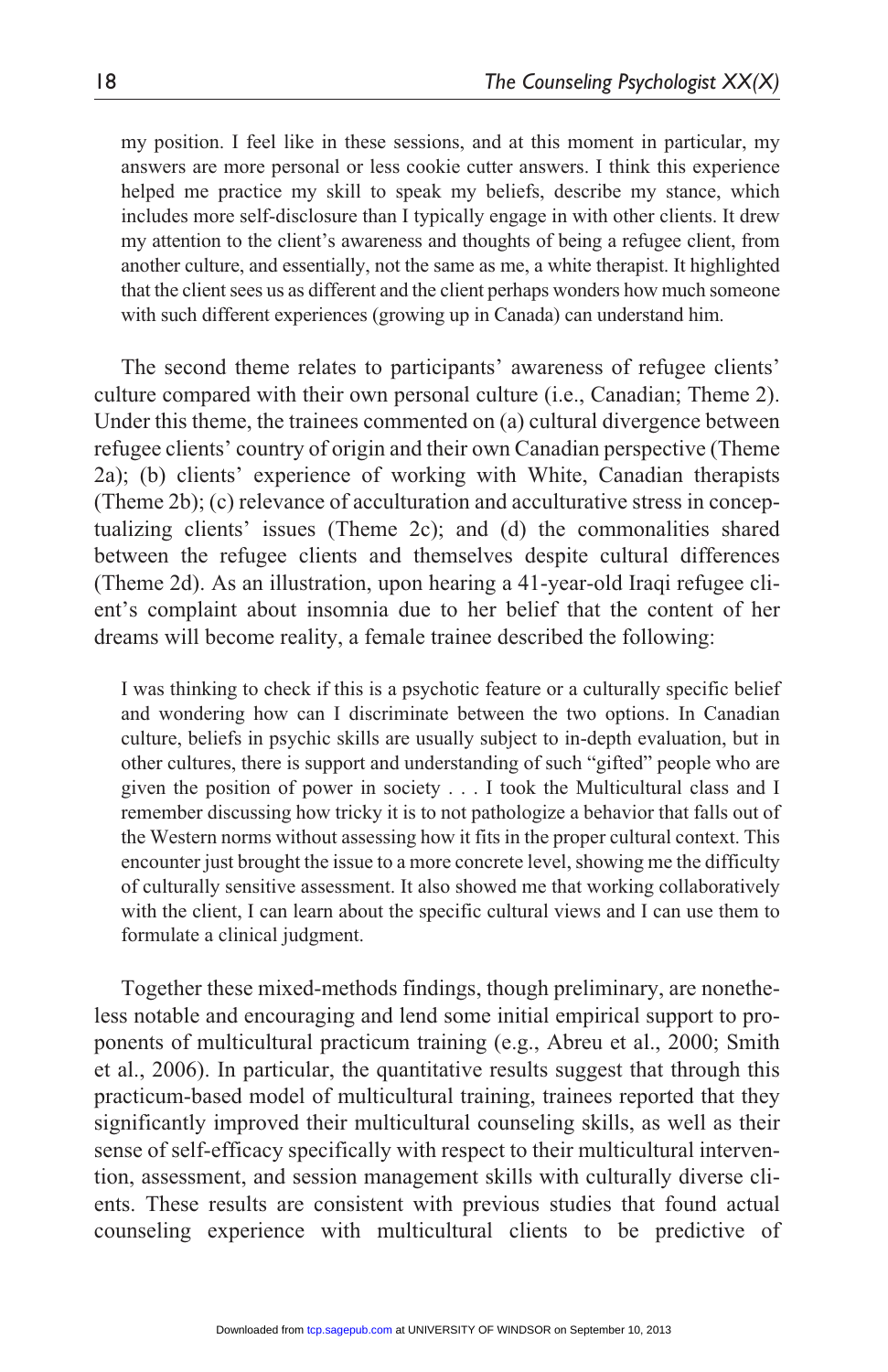> my position. I feel like in these sessions, and at this moment in particular, my answers are more personal or less cookie cutter answers. I think this experience helped me practice my skill to speak my beliefs, describe my stance, which includes more self-disclosure than I typically engage in with other clients. It drew my attention to the client's awareness and thoughts of being a refugee client, from another culture, and essentially, not the same as me, a white therapist. It highlighted that the client sees us as different and the client perhaps wonders how much someone with such different experiences (growing up in Canada) can understand him.

The second theme relates to participants' awareness of refugee clients' culture compared with their own personal culture (i.e., Canadian; Theme 2). Under this theme, the trainees commented on (a) cultural divergence between refugee clients' country of origin and their own Canadian perspective (Theme 2a); (b) clients' experience of working with White, Canadian therapists (Theme 2b); (c) relevance of acculturation and acculturative stress in conceptualizing clients' issues (Theme 2c); and (d) the commonalities shared between the refugee clients and themselves despite cultural differences (Theme 2d). As an illustration, upon hearing a 41-year-old Iraqi refugee client's complaint about insomnia due to her belief that the content of her dreams will become reality, a female trainee described the following:

> I was thinking to check if this is a psychotic feature or a culturally specific belief and wondering how can I discriminate between the two options. In Canadian culture, beliefs in psychic skills are usually subject to in-depth evaluation, but in other cultures, there is support and understanding of such "gifted" people who are given the position of power in society . . . I took the Multicultural class and I remember discussing how tricky it is to not pathologize a behavior that falls out of the Western norms without assessing how it fits in the proper cultural context. This encounter just brought the issue to a more concrete level, showing me the difficulty of culturally sensitive assessment. It also showed me that working collaboratively with the client, I can learn about the specific cultural views and I can use them to formulate a clinical judgment.

Together these mixed-methods findings, though preliminary, are nonetheless notable and encouraging and lend some initial empirical support to proponents of multicultural practicum training (e.g., Abreu et al., 2000; Smith et al., 2006). In particular, the quantitative results suggest that through this practicum-based model of multicultural training, trainees reported that they significantly improved their multicultural counseling skills, as well as their sense of self-efficacy specifically with respect to their multicultural intervention, assessment, and session management skills with culturally diverse clients. These results are consistent with previous studies that found actual counseling experience with multicultural clients to be predictive of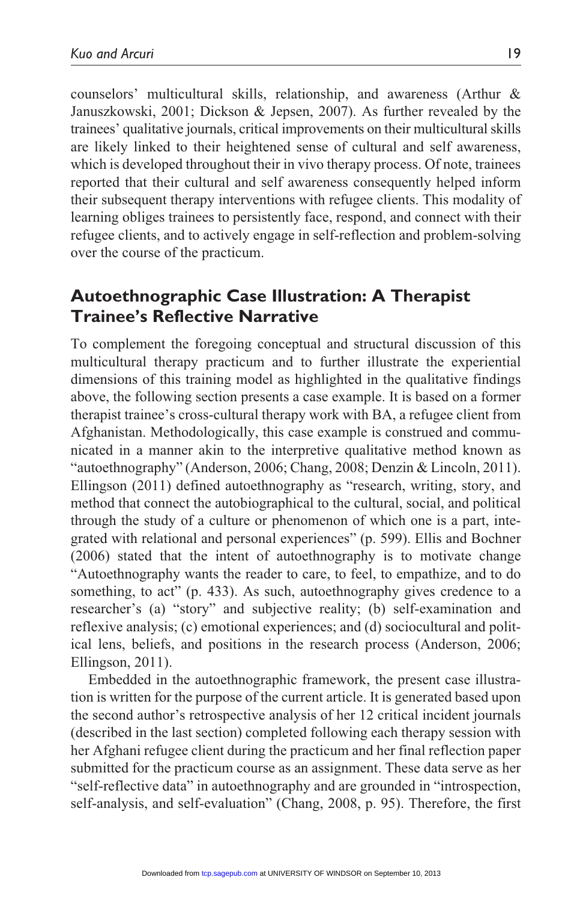counselors' multicultural skills, relationship, and awareness (Arthur & Januszkowski, 2001; Dickson & Jepsen, 2007). As further revealed by the trainees' qualitative journals, critical improvements on their multicultural skills are likely linked to their heightened sense of cultural and self awareness, which is developed throughout their in vivo therapy process. Of note, trainees reported that their cultural and self awareness consequently helped inform their subsequent therapy interventions with refugee clients. This modality of learning obliges trainees to persistently face, respond, and connect with their refugee clients, and to actively engage in self-reflection and problem-solving over the course of the practicum.

## Autoethnographic Case Illustration: A Therapist Trainee's Reflective Narrative

To complement the foregoing conceptual and structural discussion of this multicultural therapy practicum and to further illustrate the experiential dimensions of this training model as highlighted in the qualitative findings above, the following section presents a case example. It is based on a former therapist trainee's cross-cultural therapy work with BA, a refugee client from Afghanistan. Methodologically, this case example is construed and communicated in a manner akin to the interpretive qualitative method known as "autoethnography" (Anderson, 2006; Chang, 2008; Denzin & Lincoln, 2011). Ellingson (2011) defined autoethnography as "research, writing, story, and method that connect the autobiographical to the cultural, social, and political through the study of a culture or phenomenon of which one is a part, integrated with relational and personal experiences" (p. 599). Ellis and Bochner (2006) stated that the intent of autoethnography is to motivate change "Autoethnography wants the reader to care, to feel, to empathize, and to do something, to act" (p. 433). As such, autoethnography gives credence to a researcher's (a) "story" and subjective reality; (b) self-examination and reflexive analysis; (c) emotional experiences; and (d) sociocultural and political lens, beliefs, and positions in the research process (Anderson, 2006; Ellingson, 2011).

Embedded in the autoethnographic framework, the present case illustration is written for the purpose of the current article. It is generated based upon the second author's retrospective analysis of her 12 critical incident journals (described in the last section) completed following each therapy session with her Afghani refugee client during the practicum and her final reflection paper submitted for the practicum course as an assignment. These data serve as her "self-reflective data" in autoethnography and are grounded in "introspection, self-analysis, and self-evaluation" (Chang, 2008, p. 95). Therefore, the first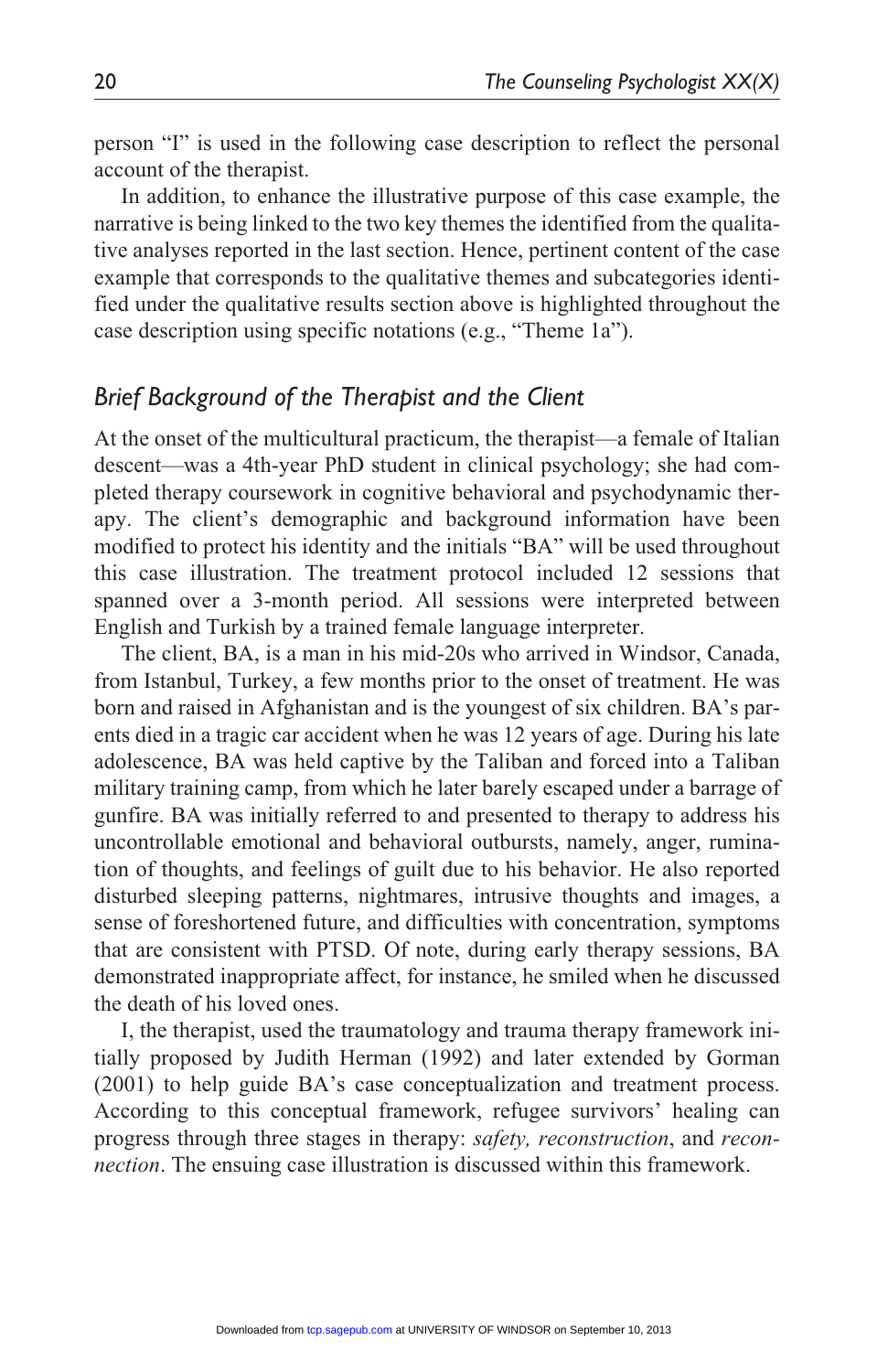person "I" is used in the following case description to reflect the personal account of the therapist.

In addition, to enhance the illustrative purpose of this case example, the narrative is being linked to the two key themes the identified from the qualitative analyses reported in the last section. Hence, pertinent content of the case example that corresponds to the qualitative themes and subcategories identified under the qualitative results section above is highlighted throughout the case description using specific notations (e.g., "Theme 1a").

### *Brief Background of the Therapist and the Client*

At the onset of the multicultural practicum, the therapist—a female of Italian descent—was a 4th-year PhD student in clinical psychology; she had completed therapy coursework in cognitive behavioral and psychodynamic therapy. The client's demographic and background information have been modified to protect his identity and the initials "BA" will be used throughout this case illustration. The treatment protocol included 12 sessions that spanned over a 3-month period. All sessions were interpreted between English and Turkish by a trained female language interpreter.

The client, BA, is a man in his mid-20s who arrived in Windsor, Canada, from Istanbul, Turkey, a few months prior to the onset of treatment. He was born and raised in Afghanistan and is the youngest of six children. BA's parents died in a tragic car accident when he was 12 years of age. During his late adolescence, BA was held captive by the Taliban and forced into a Taliban military training camp, from which he later barely escaped under a barrage of gunfire. BA was initially referred to and presented to therapy to address his uncontrollable emotional and behavioral outbursts, namely, anger, rumination of thoughts, and feelings of guilt due to his behavior. He also reported disturbed sleeping patterns, nightmares, intrusive thoughts and images, a sense of foreshortened future, and difficulties with concentration, symptoms that are consistent with PTSD. Of note, during early therapy sessions, BA demonstrated inappropriate affect, for instance, he smiled when he discussed the death of his loved ones.

I, the therapist, used the traumatology and trauma therapy framework initially proposed by Judith Herman (1992) and later extended by Gorman (2001) to help guide BA's case conceptualization and treatment process. According to this conceptual framework, refugee survivors' healing can progress through three stages in therapy: *safety, reconstruction*, and *reconnection*. The ensuing case illustration is discussed within this framework.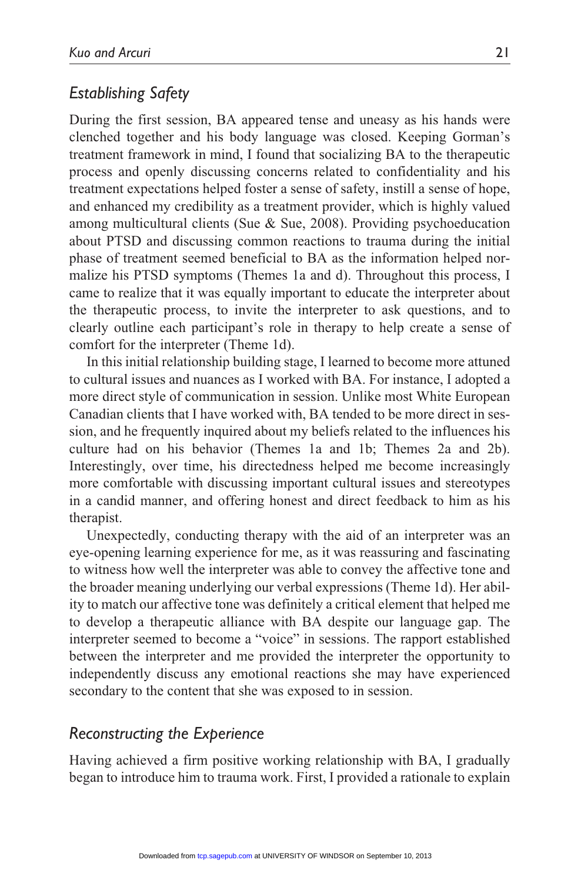## *Establishing Safety*

During the first session, BA appeared tense and uneasy as his hands were clenched together and his body language was closed. Keeping Gorman's treatment framework in mind, I found that socializing BA to the therapeutic process and openly discussing concerns related to confidentiality and his treatment expectations helped foster a sense of safety, instill a sense of hope, and enhanced my credibility as a treatment provider, which is highly valued among multicultural clients (Sue & Sue, 2008). Providing psychoeducation about PTSD and discussing common reactions to trauma during the initial phase of treatment seemed beneficial to BA as the information helped normalize his PTSD symptoms (Themes 1a and d). Throughout this process, I came to realize that it was equally important to educate the interpreter about the therapeutic process, to invite the interpreter to ask questions, and to clearly outline each participant's role in therapy to help create a sense of comfort for the interpreter (Theme 1d).

In this initial relationship building stage, I learned to become more attuned to cultural issues and nuances as I worked with BA. For instance, I adopted a more direct style of communication in session. Unlike most White European Canadian clients that I have worked with, BA tended to be more direct in session, and he frequently inquired about my beliefs related to the influences his culture had on his behavior (Themes 1a and 1b; Themes 2a and 2b). Interestingly, over time, his directedness helped me become increasingly more comfortable with discussing important cultural issues and stereotypes in a candid manner, and offering honest and direct feedback to him as his therapist.

Unexpectedly, conducting therapy with the aid of an interpreter was an eye-opening learning experience for me, as it was reassuring and fascinating to witness how well the interpreter was able to convey the affective tone and the broader meaning underlying our verbal expressions (Theme 1d). Her ability to match our affective tone was definitely a critical element that helped me to develop a therapeutic alliance with BA despite our language gap. The interpreter seemed to become a "voice" in sessions. The rapport established between the interpreter and me provided the interpreter the opportunity to independently discuss any emotional reactions she may have experienced secondary to the content that she was exposed to in session.

## *Reconstructing the Experience*

Having achieved a firm positive working relationship with BA, I gradually began to introduce him to trauma work. First, I provided a rationale to explain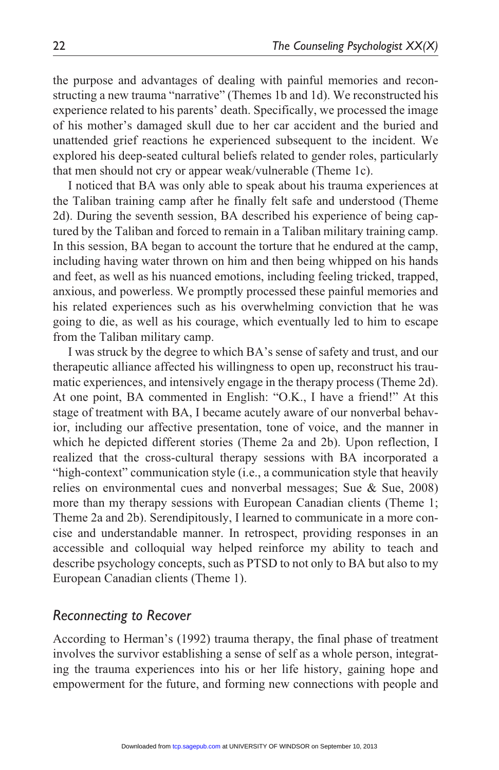the purpose and advantages of dealing with painful memories and reconstructing a new trauma "narrative" (Themes 1b and 1d). We reconstructed his experience related to his parents' death. Specifically, we processed the image of his mother's damaged skull due to her car accident and the buried and unattended grief reactions he experienced subsequent to the incident. We explored his deep-seated cultural beliefs related to gender roles, particularly that men should not cry or appear weak/vulnerable (Theme 1c).

I noticed that BA was only able to speak about his trauma experiences at the Taliban training camp after he finally felt safe and understood (Theme 2d). During the seventh session, BA described his experience of being captured by the Taliban and forced to remain in a Taliban military training camp. In this session, BA began to account the torture that he endured at the camp, including having water thrown on him and then being whipped on his hands and feet, as well as his nuanced emotions, including feeling tricked, trapped, anxious, and powerless. We promptly processed these painful memories and his related experiences such as his overwhelming conviction that he was going to die, as well as his courage, which eventually led to him to escape from the Taliban military camp.

I was struck by the degree to which BA's sense of safety and trust, and our therapeutic alliance affected his willingness to open up, reconstruct his traumatic experiences, and intensively engage in the therapy process (Theme 2d). At one point, BA commented in English: "O.K., I have a friend!" At this stage of treatment with BA, I became acutely aware of our nonverbal behavior, including our affective presentation, tone of voice, and the manner in which he depicted different stories (Theme 2a and 2b). Upon reflection, I realized that the cross-cultural therapy sessions with BA incorporated a "high-context" communication style (i.e., a communication style that heavily relies on environmental cues and nonverbal messages; Sue & Sue, 2008) more than my therapy sessions with European Canadian clients (Theme 1; Theme 2a and 2b). Serendipitously, I learned to communicate in a more concise and understandable manner. In retrospect, providing responses in an accessible and colloquial way helped reinforce my ability to teach and describe psychology concepts, such as PTSD to not only to BA but also to my European Canadian clients (Theme 1).

### *Reconnecting to Recover*

According to Herman's (1992) trauma therapy, the final phase of treatment involves the survivor establishing a sense of self as a whole person, integrating the trauma experiences into his or her life history, gaining hope and empowerment for the future, and forming new connections with people and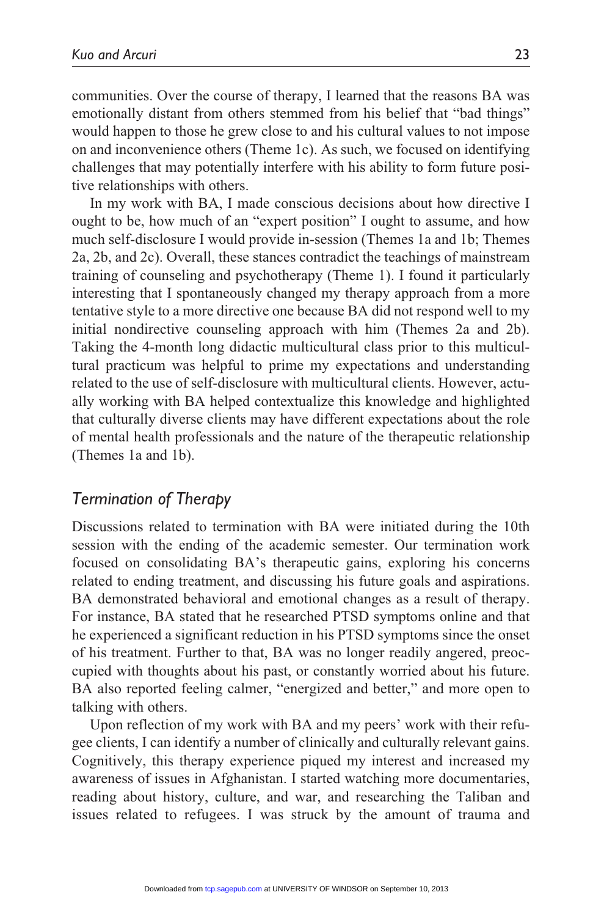communities. Over the course of therapy, I learned that the reasons BA was emotionally distant from others stemmed from his belief that "bad things" would happen to those he grew close to and his cultural values to not impose on and inconvenience others (Theme 1c). As such, we focused on identifying challenges that may potentially interfere with his ability to form future positive relationships with others.

In my work with BA, I made conscious decisions about how directive I ought to be, how much of an "expert position" I ought to assume, and how much self-disclosure I would provide in-session (Themes 1a and 1b; Themes 2a, 2b, and 2c). Overall, these stances contradict the teachings of mainstream training of counseling and psychotherapy (Theme 1). I found it particularly interesting that I spontaneously changed my therapy approach from a more tentative style to a more directive one because BA did not respond well to my initial nondirective counseling approach with him (Themes 2a and 2b). Taking the 4-month long didactic multicultural class prior to this multicultural practicum was helpful to prime my expectations and understanding related to the use of self-disclosure with multicultural clients. However, actually working with BA helped contextualize this knowledge and highlighted that culturally diverse clients may have different expectations about the role of mental health professionals and the nature of the therapeutic relationship (Themes 1a and 1b).

## *Termination of Therapy*

Discussions related to termination with BA were initiated during the 10th session with the ending of the academic semester. Our termination work focused on consolidating BA's therapeutic gains, exploring his concerns related to ending treatment, and discussing his future goals and aspirations. BA demonstrated behavioral and emotional changes as a result of therapy. For instance, BA stated that he researched PTSD symptoms online and that he experienced a significant reduction in his PTSD symptoms since the onset of his treatment. Further to that, BA was no longer readily angered, preoccupied with thoughts about his past, or constantly worried about his future. BA also reported feeling calmer, "energized and better," and more open to talking with others.

Upon reflection of my work with BA and my peers' work with their refugee clients, I can identify a number of clinically and culturally relevant gains. Cognitively, this therapy experience piqued my interest and increased my awareness of issues in Afghanistan. I started watching more documentaries, reading about history, culture, and war, and researching the Taliban and issues related to refugees. I was struck by the amount of trauma and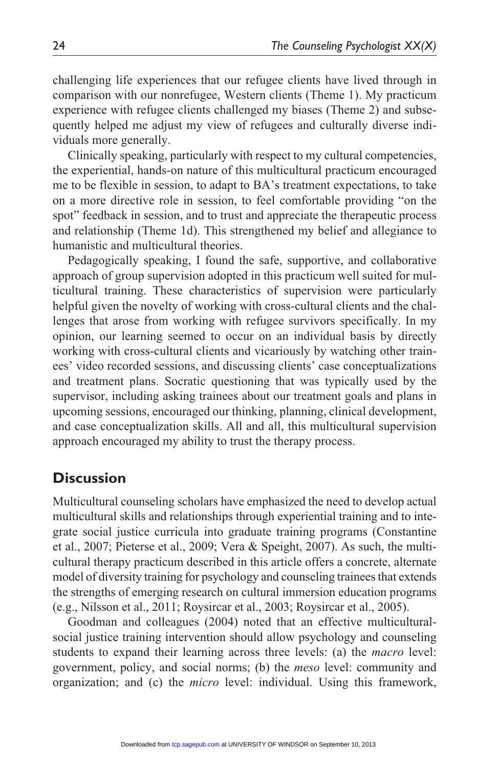challenging life experiences that our refugee clients have lived through in comparison with our nonrefugee, Western clients (Theme 1). My practicum experience with refugee clients challenged my biases (Theme 2) and subsequently helped me adjust my view of refugees and culturally diverse individuals more generally.

Clinically speaking, particularly with respect to my cultural competencies, the experiential, hands-on nature of this multicultural practicum encouraged me to be flexible in session, to adapt to BA's treatment expectations, to take on a more directive role in session, to feel comfortable providing "on the spot" feedback in session, and to trust and appreciate the therapeutic process and relationship (Theme 1d). This strengthened my belief and allegiance to humanistic and multicultural theories.

Pedagogically speaking, I found the safe, supportive, and collaborative approach of group supervision adopted in this practicum well suited for multicultural training. These characteristics of supervision were particularly helpful given the novelty of working with cross-cultural clients and the challenges that arose from working with refugee survivors specifically. In my opinion, our learning seemed to occur on an individual basis by directly working with cross-cultural clients and vicariously by watching other trainees' video recorded sessions, and discussing clients' case conceptualizations and treatment plans. Socratic questioning that was typically used by the supervisor, including asking trainees about our treatment goals and plans in upcoming sessions, encouraged our thinking, planning, clinical development, and case conceptualization skills. All and all, this multicultural supervision approach encouraged my ability to trust the therapy process.

## Discussion

Multicultural counseling scholars have emphasized the need to develop actual multicultural skills and relationships through experiential training and to integrate social justice curricula into graduate training programs (Constantine et al., 2007; Pieterse et al., 2009; Vera & Speight, 2007). As such, the multicultural therapy practicum described in this article offers a concrete, alternate model of diversity training for psychology and counseling trainees that extends the strengths of emerging research on cultural immersion education programs (e.g., Nilsson et al., 2011; Roysircar et al., 2003; Roysircar et al., 2005).

Goodman and colleagues (2004) noted that an effective multicultural-social justice training intervention should allow psychology and counseling students to expand their learning across three levels: (a) the *macro* level: government, policy, and social norms; (b) the *meso* level: community and organization; and (c) the *micro* level: individual. Using this framework,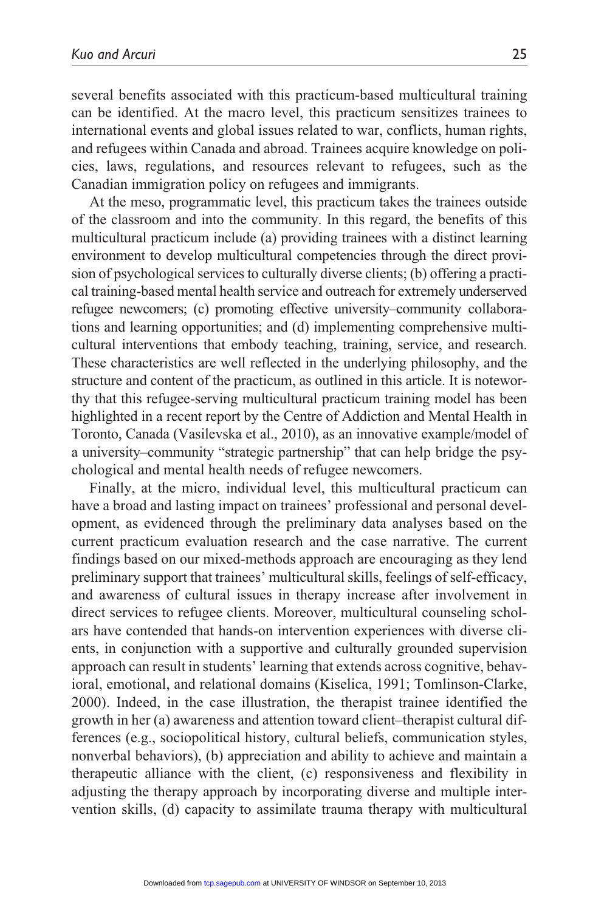several benefits associated with this practicum-based multicultural training can be identified. At the macro level, this practicum sensitizes trainees to international events and global issues related to war, conflicts, human rights, and refugees within Canada and abroad. Trainees acquire knowledge on policies, laws, regulations, and resources relevant to refugees, such as the Canadian immigration policy on refugees and immigrants.

At the meso, programmatic level, this practicum takes the trainees outside of the classroom and into the community. In this regard, the benefits of this multicultural practicum include (a) providing trainees with a distinct learning environment to develop multicultural competencies through the direct provision of psychological services to culturally diverse clients; (b) offering a practical training-based mental health service and outreach for extremely underserved refugee newcomers; (c) promoting effective university–community collaborations and learning opportunities; and (d) implementing comprehensive multicultural interventions that embody teaching, training, service, and research. These characteristics are well reflected in the underlying philosophy, and the structure and content of the practicum, as outlined in this article. It is noteworthy that this refugee-serving multicultural practicum training model has been highlighted in a recent report by the Centre of Addiction and Mental Health in Toronto, Canada (Vasilevska et al., 2010), as an innovative example/model of a university–community "strategic partnership" that can help bridge the psychological and mental health needs of refugee newcomers.

Finally, at the micro, individual level, this multicultural practicum can have a broad and lasting impact on trainees' professional and personal development, as evidenced through the preliminary data analyses based on the current practicum evaluation research and the case narrative. The current findings based on our mixed-methods approach are encouraging as they lend preliminary support that trainees' multicultural skills, feelings of self-efficacy, and awareness of cultural issues in therapy increase after involvement in direct services to refugee clients. Moreover, multicultural counseling scholars have contended that hands-on intervention experiences with diverse clients, in conjunction with a supportive and culturally grounded supervision approach can result in students' learning that extends across cognitive, behavioral, emotional, and relational domains (Kiselica, 1991; Tomlinson-Clarke, 2000). Indeed, in the case illustration, the therapist trainee identified the growth in her (a) awareness and attention toward client–therapist cultural differences (e.g., sociopolitical history, cultural beliefs, communication styles, nonverbal behaviors), (b) appreciation and ability to achieve and maintain a therapeutic alliance with the client, (c) responsiveness and flexibility in adjusting the therapy approach by incorporating diverse and multiple intervention skills, (d) capacity to assimilate trauma therapy with multicultural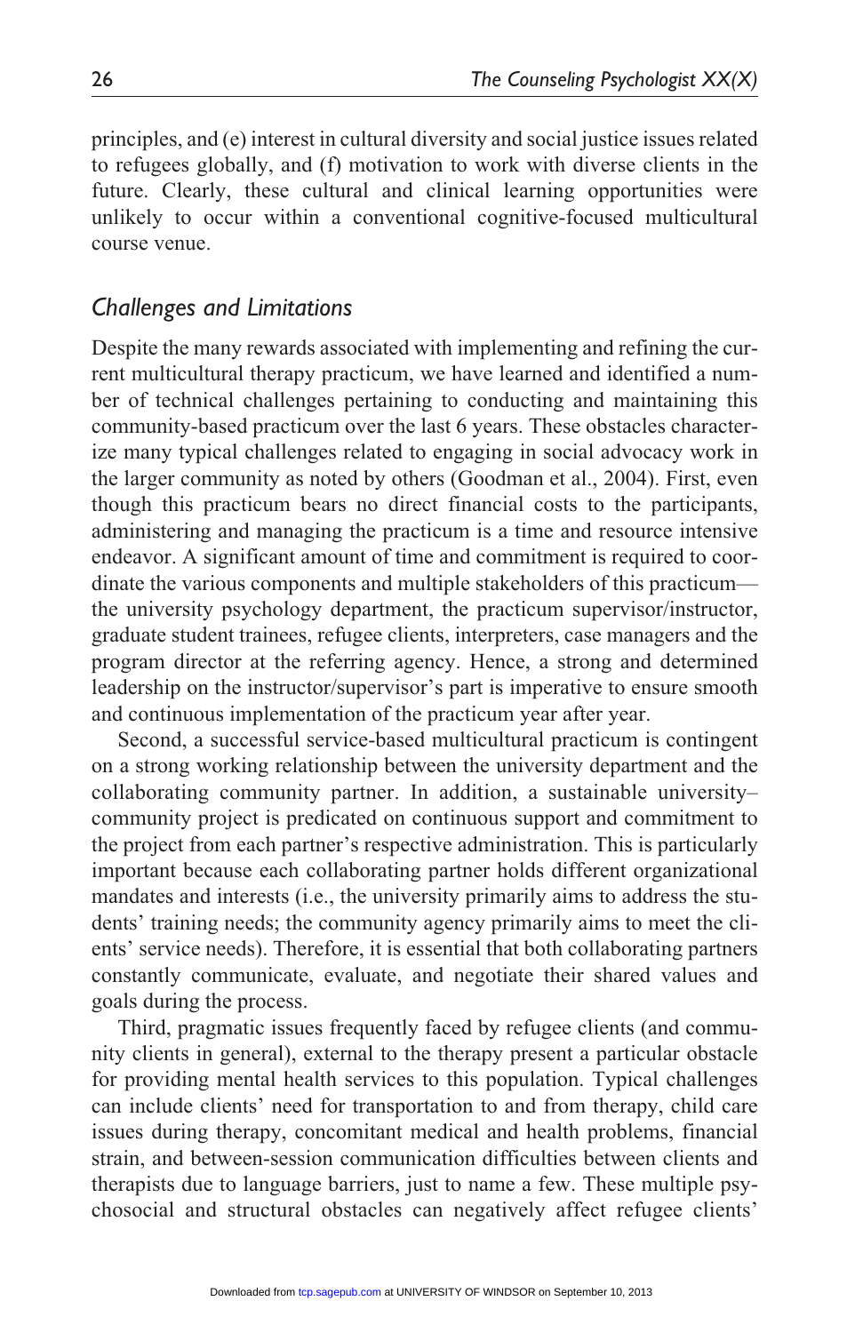principles, and (e) interest in cultural diversity and social justice issues related to refugees globally, and (f) motivation to work with diverse clients in the future. Clearly, these cultural and clinical learning opportunities were unlikely to occur within a conventional cognitive-focused multicultural course venue.

## *Challenges and Limitations*

Despite the many rewards associated with implementing and refining the current multicultural therapy practicum, we have learned and identified a number of technical challenges pertaining to conducting and maintaining this community-based practicum over the last 6 years. These obstacles characterize many typical challenges related to engaging in social advocacy work in the larger community as noted by others (Goodman et al., 2004). First, even though this practicum bears no direct financial costs to the participants, administering and managing the practicum is a time and resource intensive endeavor. A significant amount of time and commitment is required to coordinate the various components and multiple stakeholders of this practicum—the university psychology department, the practicum supervisor/instructor, graduate student trainees, refugee clients, interpreters, case managers and the program director at the referring agency. Hence, a strong and determined leadership on the instructor/supervisor's part is imperative to ensure smooth and continuous implementation of the practicum year after year.

Second, a successful service-based multicultural practicum is contingent on a strong working relationship between the university department and the collaborating community partner. In addition, a sustainable university–community project is predicated on continuous support and commitment to the project from each partner's respective administration. This is particularly important because each collaborating partner holds different organizational mandates and interests (i.e., the university primarily aims to address the students' training needs; the community agency primarily aims to meet the clients' service needs). Therefore, it is essential that both collaborating partners constantly communicate, evaluate, and negotiate their shared values and goals during the process.

Third, pragmatic issues frequently faced by refugee clients (and community clients in general), external to the therapy present a particular obstacle for providing mental health services to this population. Typical challenges can include clients' need for transportation to and from therapy, child care issues during therapy, concomitant medical and health problems, financial strain, and between-session communication difficulties between clients and therapists due to language barriers, just to name a few. These multiple psychosocial and structural obstacles can negatively affect refugee clients'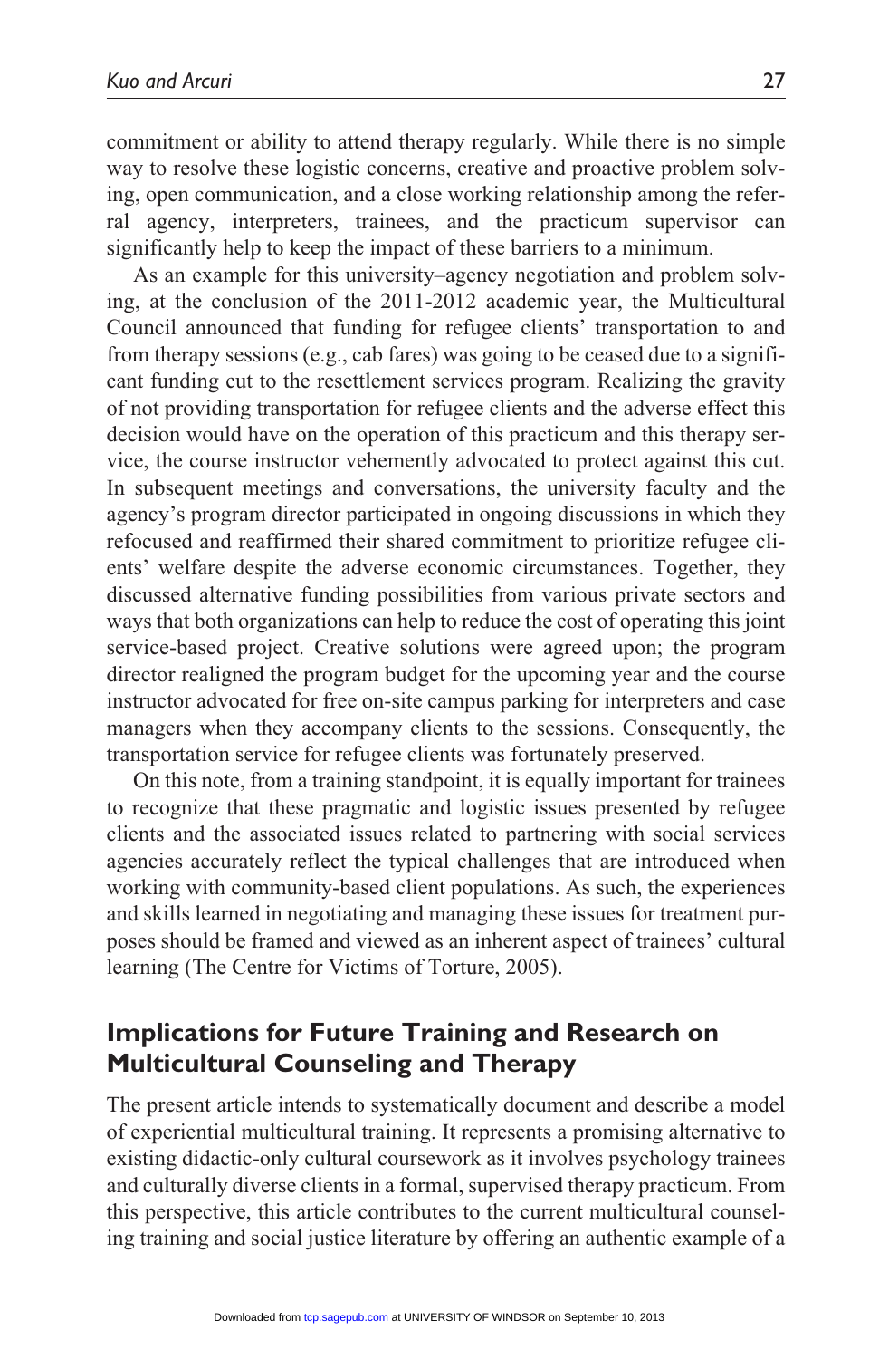commitment or ability to attend therapy regularly. While there is no simple way to resolve these logistic concerns, creative and proactive problem solving, open communication, and a close working relationship among the referral agency, interpreters, trainees, and the practicum supervisor can significantly help to keep the impact of these barriers to a minimum.

As an example for this university–agency negotiation and problem solving, at the conclusion of the 2011-2012 academic year, the Multicultural Council announced that funding for refugee clients' transportation to and from therapy sessions (e.g., cab fares) was going to be ceased due to a significant funding cut to the resettlement services program. Realizing the gravity of not providing transportation for refugee clients and the adverse effect this decision would have on the operation of this practicum and this therapy service, the course instructor vehemently advocated to protect against this cut. In subsequent meetings and conversations, the university faculty and the agency's program director participated in ongoing discussions in which they refocused and reaffirmed their shared commitment to prioritize refugee clients' welfare despite the adverse economic circumstances. Together, they discussed alternative funding possibilities from various private sectors and ways that both organizations can help to reduce the cost of operating this joint service-based project. Creative solutions were agreed upon; the program director realigned the program budget for the upcoming year and the course instructor advocated for free on-site campus parking for interpreters and case managers when they accompany clients to the sessions. Consequently, the transportation service for refugee clients was fortunately preserved.

On this note, from a training standpoint, it is equally important for trainees to recognize that these pragmatic and logistic issues presented by refugee clients and the associated issues related to partnering with social services agencies accurately reflect the typical challenges that are introduced when working with community-based client populations. As such, the experiences and skills learned in negotiating and managing these issues for treatment purposes should be framed and viewed as an inherent aspect of trainees' cultural learning (The Centre for Victims of Torture, 2005).

## Implications for Future Training and Research on Multicultural Counseling and Therapy

The present article intends to systematically document and describe a model of experiential multicultural training. It represents a promising alternative to existing didactic-only cultural coursework as it involves psychology trainees and culturally diverse clients in a formal, supervised therapy practicum. From this perspective, this article contributes to the current multicultural counseling training and social justice literature by offering an authentic example of a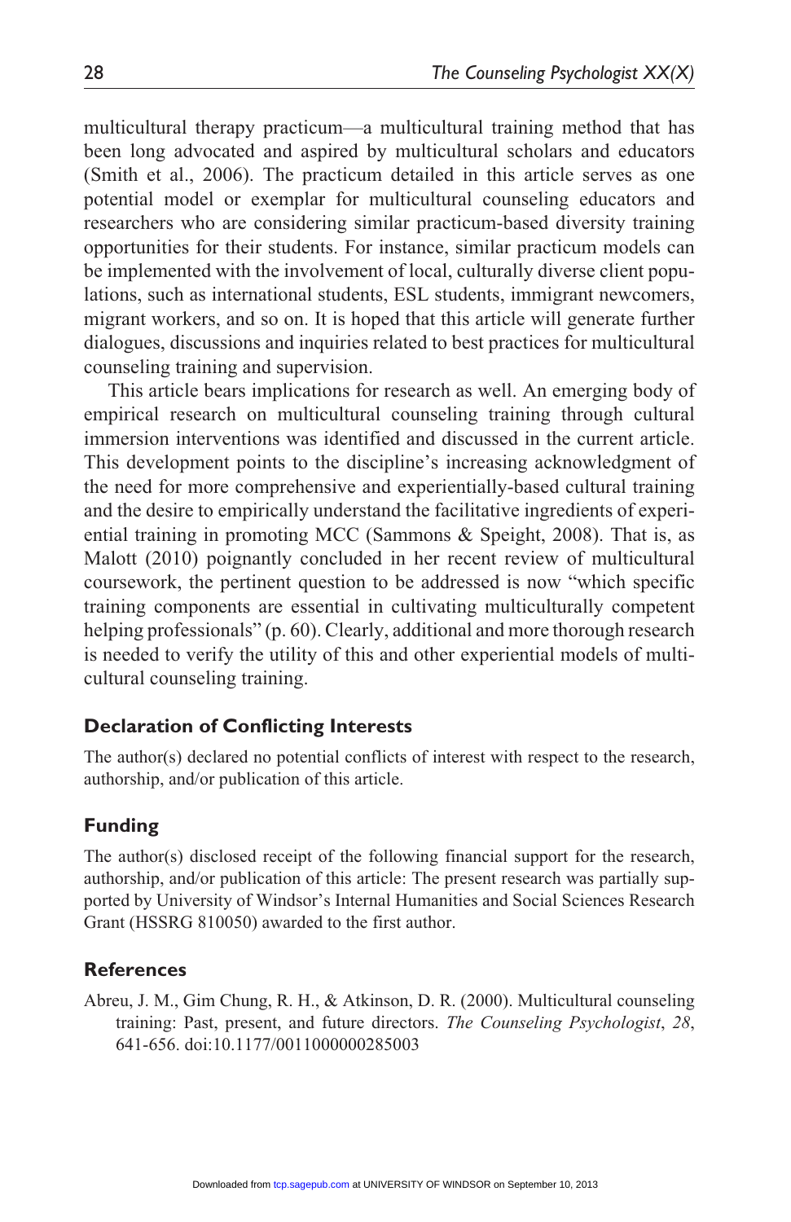multicultural therapy practicum—a multicultural training method that has been long advocated and aspired by multicultural scholars and educators (Smith et al., 2006). The practicum detailed in this article serves as one potential model or exemplar for multicultural counseling educators and researchers who are considering similar practicum-based diversity training opportunities for their students. For instance, similar practicum models can be implemented with the involvement of local, culturally diverse client populations, such as international students, ESL students, immigrant newcomers, migrant workers, and so on. It is hoped that this article will generate further dialogues, discussions and inquiries related to best practices for multicultural counseling training and supervision.

This article bears implications for research as well. An emerging body of empirical research on multicultural counseling training through cultural immersion interventions was identified and discussed in the current article. This development points to the discipline's increasing acknowledgment of the need for more comprehensive and experientially-based cultural training and the desire to empirically understand the facilitative ingredients of experiential training in promoting MCC (Sammons & Speight, 2008). That is, as Malott (2010) poignantly concluded in her recent review of multicultural coursework, the pertinent question to be addressed is now "which specific training components are essential in cultivating multiculturally competent helping professionals" (p. 60). Clearly, additional and more thorough research is needed to verify the utility of this and other experiential models of multicultural counseling training.

## Declaration of Conflicting Interests

The author(s) declared no potential conflicts of interest with respect to the research, authorship, and/or publication of this article.

## Funding

The author(s) disclosed receipt of the following financial support for the research, authorship, and/or publication of this article: The present research was partially supported by University of Windsor's Internal Humanities and Social Sciences Research Grant (HSSRG 810050) awarded to the first author.

## References

Abreu, J. M., Gim Chung, R. H., & Atkinson, D. R. (2000). Multicultural counseling training: Past, present, and future directors. *The Counseling Psychologist*, *28*, 641-656. doi:10.1177/0011000000285003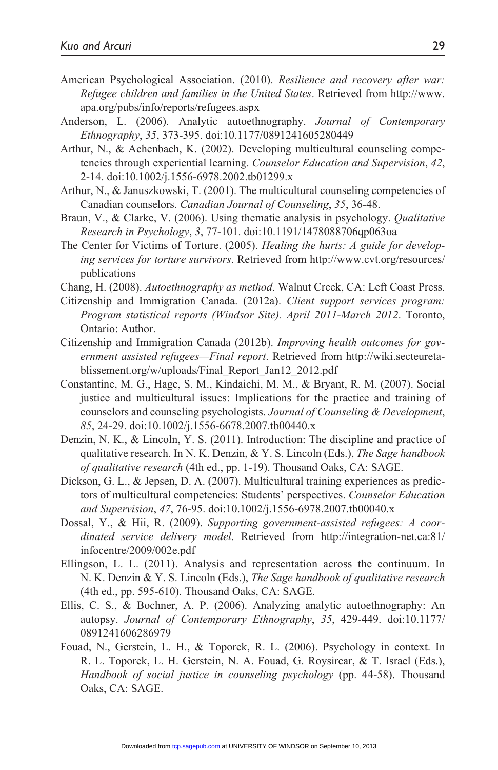American Psychological Association. (2010). *Resilience and recovery after war: Refugee children and families in the United States*. Retrieved from http://www.apa.org/pubs/info/reports/refugees.aspx

Anderson, L. (2006). Analytic autoethnography. *Journal of Contemporary Ethnography*, *35*, 373-395. doi:10.1177/0891241605280449

Arthur, N., & Achenbach, K. (2002). Developing multicultural counseling competencies through experiential learning. *Counselor Education and Supervision*, *42*, 2-14. doi:10.1002/j.1556-6978.2002.tb01299.x

Arthur, N., & Januszkowski, T. (2001). The multicultural counseling competencies of Canadian counselors. *Canadian Journal of Counseling*, *35*, 36-48.

Braun, V., & Clarke, V. (2006). Using thematic analysis in psychology. *Qualitative Research in Psychology*, *3*, 77-101. doi:10.1191/1478088706qp063oa

The Center for Victims of Torture. (2005). *Healing the hurts: A guide for developing services for torture survivors*. Retrieved from http://www.cvt.org/resources/publications

Chang, H. (2008). *Autoethnography as method*. Walnut Creek, CA: Left Coast Press.

Citizenship and Immigration Canada. (2012a). *Client support services program: Program statistical reports (Windsor Site). April 2011-March 2012*. Toronto, Ontario: Author.

Citizenship and Immigration Canada (2012b). *Improving health outcomes for government assisted refugees—Final report*. Retrieved from http://wiki.secteuretablissement.org/w/uploads/Final_Report_Jan12_2012.pdf

Constantine, M. G., Hage, S. M., Kindaichi, M. M., & Bryant, R. M. (2007). Social justice and multicultural issues: Implications for the practice and training of counselors and counseling psychologists. *Journal of Counseling & Development*, *85*, 24-29. doi:10.1002/j.1556-6678.2007.tb00440.x

Denzin, N. K., & Lincoln, Y. S. (2011). Introduction: The discipline and practice of qualitative research. In N. K. Denzin, & Y. S. Lincoln (Eds.), *The Sage handbook of qualitative research* (4th ed., pp. 1-19). Thousand Oaks, CA: SAGE.

Dickson, G. L., & Jepsen, D. A. (2007). Multicultural training experiences as predictors of multicultural competencies: Students' perspectives. *Counselor Education and Supervision*, *47*, 76-95. doi:10.1002/j.1556-6978.2007.tb00040.x

Dossal, Y., & Hii, R. (2009). *Supporting government-assisted refugees: A coordinated service delivery model*. Retrieved from http://integration-net.ca:81/infocentre/2009/002e.pdf

Ellingson, L. L. (2011). Analysis and representation across the continuum. In N. K. Denzin & Y. S. Lincoln (Eds.), *The Sage handbook of qualitative research* (4th ed., pp. 595-610). Thousand Oaks, CA: SAGE.

Ellis, C. S., & Bochner, A. P. (2006). Analyzing analytic autoethnography: An autopsy. *Journal of Contemporary Ethnography*, *35*, 429-449. doi:10.1177/0891241606286979

Fouad, N., Gerstein, L. H., & Toporek, R. L. (2006). Psychology in context. In R. L. Toporek, L. H. Gerstein, N. A. Fouad, G. Roysircar, & T. Israel (Eds.), *Handbook of social justice in counseling psychology* (pp. 44-58). Thousand Oaks, CA: SAGE.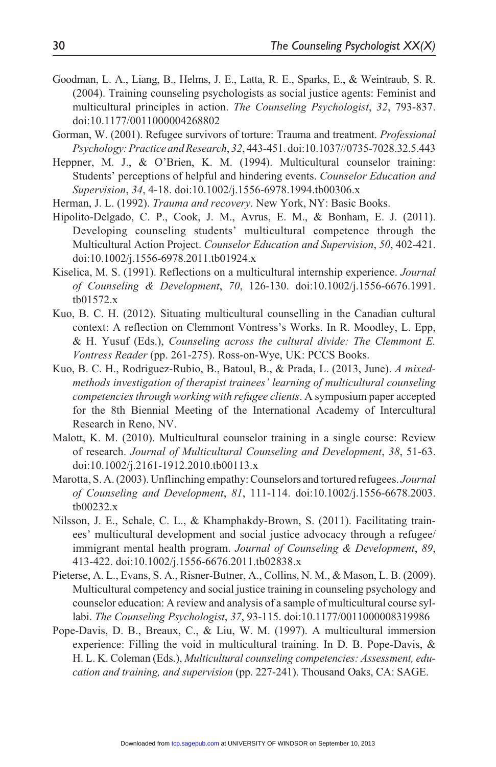Goodman, L. A., Liang, B., Helms, J. E., Latta, R. E., Sparks, E., & Weintraub, S. R. (2004). Training counseling psychologists as social justice agents: Feminist and multicultural principles in action. *The Counseling Psychologist*, *32*, 793-837. doi:10.1177/0011000004268802

Gorman, W. (2001). Refugee survivors of torture: Trauma and treatment. *Professional Psychology: Practice and Research*, *32*, 443-451. doi:10.1037//0735-7028.32.5.443

Heppner, M. J., & O'Brien, K. M. (1994). Multicultural counselor training: Students' perceptions of helpful and hindering events. *Counselor Education and Supervision*, *34*, 4-18. doi:10.1002/j.1556-6978.1994.tb00306.x

Herman, J. L. (1992). *Trauma and recovery*. New York, NY: Basic Books.

Hipolito-Delgado, C. P., Cook, J. M., Avrus, E. M., & Bonham, E. J. (2011). Developing counseling students' multicultural competence through the Multicultural Action Project. *Counselor Education and Supervision*, *50*, 402-421. doi:10.1002/j.1556-6978.2011.tb01924.x

Kiselica, M. S. (1991). Reflections on a multicultural internship experience. *Journal of Counseling & Development*, *70*, 126-130. doi:10.1002/j.1556-6676.1991.tb01572.x

Kuo, B. C. H. (2012). Situating multicultural counselling in the Canadian cultural context: A reflection on Clemmont Vontress's Works. In R. Moodley, L. Epp, & H. Yusuf (Eds.), *Counseling across the cultural divide: The Clemmont E. Vontress Reader* (pp. 261-275). Ross-on-Wye, UK: PCCS Books.

Kuo, B. C. H., Rodriguez-Rubio, B., Batoul, B., & Prada, L. (2013, June). *A mixed-methods investigation of therapist trainees' learning of multicultural counseling competencies through working with refugee clients*. A symposium paper accepted for the 8th Biennial Meeting of the International Academy of Intercultural Research in Reno, NV.

Malott, K. M. (2010). Multicultural counselor training in a single course: Review of research. *Journal of Multicultural Counseling and Development*, *38*, 51-63. doi:10.1002/j.2161-1912.2010.tb00113.x

Marotta, S. A. (2003). Unflinching empathy: Counselors and tortured refugees. *Journal of Counseling and Development*, *81*, 111-114. doi:10.1002/j.1556-6678.2003.tb00232.x

Nilsson, J. E., Schale, C. L., & Khamphakdy-Brown, S. (2011). Facilitating trainees' multicultural development and social justice advocacy through a refugee/immigrant mental health program. *Journal of Counseling & Development*, *89*, 413-422. doi:10.1002/j.1556-6676.2011.tb02838.x

Pieterse, A. L., Evans, S. A., Risner-Butner, A., Collins, N. M., & Mason, L. B. (2009). Multicultural competency and social justice training in counseling psychology and counselor education: A review and analysis of a sample of multicultural course syllabi. *The Counseling Psychologist*, *37*, 93-115. doi:10.1177/0011000008319986

Pope-Davis, D. B., Breaux, C., & Liu, W. M. (1997). A multicultural immersion experience: Filling the void in multicultural training. In D. B. Pope-Davis, & H. L. K. Coleman (Eds.), *Multicultural counseling competencies: Assessment, education and training, and supervision* (pp. 227-241). Thousand Oaks, CA: SAGE.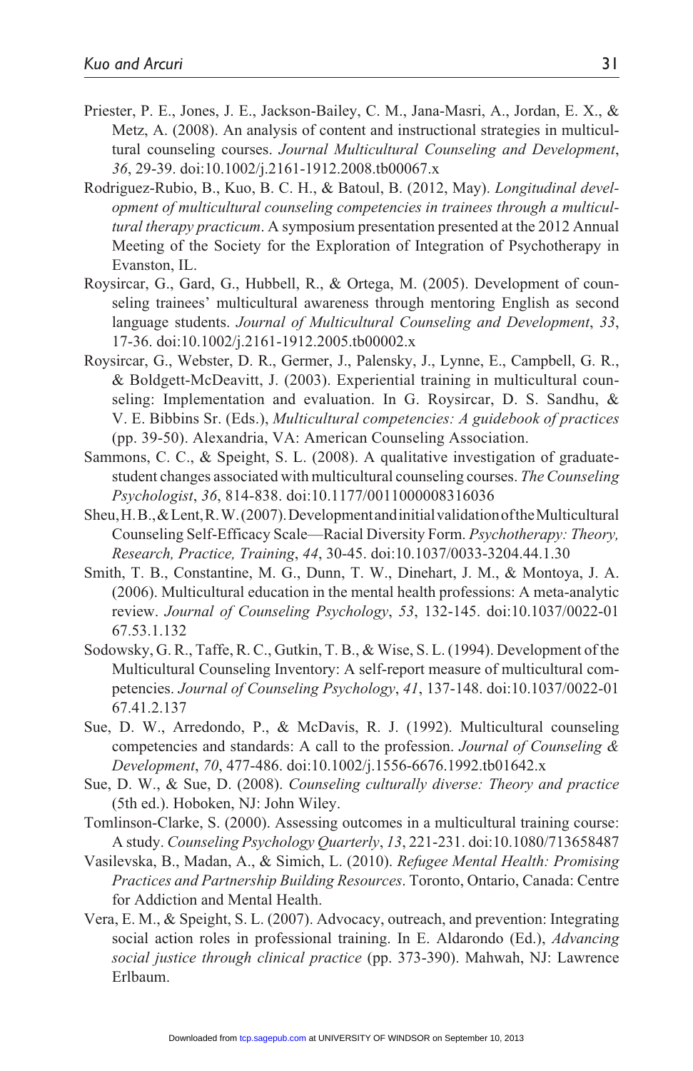Priester, P. E., Jones, J. E., Jackson-Bailey, C. M., Jana-Masri, A., Jordan, E. X., & Metz, A. (2008). An analysis of content and instructional strategies in multicultural counseling courses. *Journal Multicultural Counseling and Development*, *36*, 29-39. doi:10.1002/j.2161-1912.2008.tb00067.x

Rodriguez-Rubio, B., Kuo, B. C. H., & Batoul, B. (2012, May). *Longitudinal development of multicultural counseling competencies in trainees through a multicultural therapy practicum*. A symposium presentation presented at the 2012 Annual Meeting of the Society for the Exploration of Integration of Psychotherapy in Evanston, IL.

Roysircar, G., Gard, G., Hubbell, R., & Ortega, M. (2005). Development of counseling trainees' multicultural awareness through mentoring English as second language students. *Journal of Multicultural Counseling and Development*, *33*, 17-36. doi:10.1002/j.2161-1912.2005.tb00002.x

Roysircar, G., Webster, D. R., Germer, J., Palensky, J., Lynne, E., Campbell, G. R., & Boldgett-McDeavitt, J. (2003). Experiential training in multicultural counseling: Implementation and evaluation. In G. Roysircar, D. S. Sandhu, & V. E. Bibbins Sr. (Eds.), *Multicultural competencies: A guidebook of practices* (pp. 39-50). Alexandria, VA: American Counseling Association.

Sammons, C. C., & Speight, S. L. (2008). A qualitative investigation of graduate-student changes associated with multicultural counseling courses. *The Counseling Psychologist*, *36*, 814-838. doi:10.1177/0011000008316036

Sheu, H. B., & Lent, R. W. (2007). Development and initial validation of the Multicultural Counseling Self-Efficacy Scale—Racial Diversity Form. *Psychotherapy: Theory, Research, Practice, Training*, *44*, 30-45. doi:10.1037/0033-3204.44.1.30

Smith, T. B., Constantine, M. G., Dunn, T. W., Dinehart, J. M., & Montoya, J. A. (2006). Multicultural education in the mental health professions: A meta-analytic review. *Journal of Counseling Psychology*, *53*, 132-145. doi:10.1037/0022-0167.53.1.132

Sodowsky, G. R., Taffe, R. C., Gutkin, T. B., & Wise, S. L. (1994). Development of the Multicultural Counseling Inventory: A self-report measure of multicultural competencies. *Journal of Counseling Psychology*, *41*, 137-148. doi:10.1037/0022-0167.41.2.137

Sue, D. W., Arredondo, P., & McDavis, R. J. (1992). Multicultural counseling competencies and standards: A call to the profession. *Journal of Counseling & Development*, *70*, 477-486. doi:10.1002/j.1556-6676.1992.tb01642.x

Sue, D. W., & Sue, D. (2008). *Counseling culturally diverse: Theory and practice* (5th ed.). Hoboken, NJ: John Wiley.

Tomlinson-Clarke, S. (2000). Assessing outcomes in a multicultural training course: A study. *Counseling Psychology Quarterly*, *13*, 221-231. doi:10.1080/713658487

Vasilevska, B., Madan, A., & Simich, L. (2010). *Refugee Mental Health: Promising Practices and Partnership Building Resources*. Toronto, Ontario, Canada: Centre for Addiction and Mental Health.

Vera, E. M., & Speight, S. L. (2007). Advocacy, outreach, and prevention: Integrating social action roles in professional training. In E. Aldarondo (Ed.), *Advancing social justice through clinical practice* (pp. 373-390). Mahwah, NJ: Lawrence Erlbaum.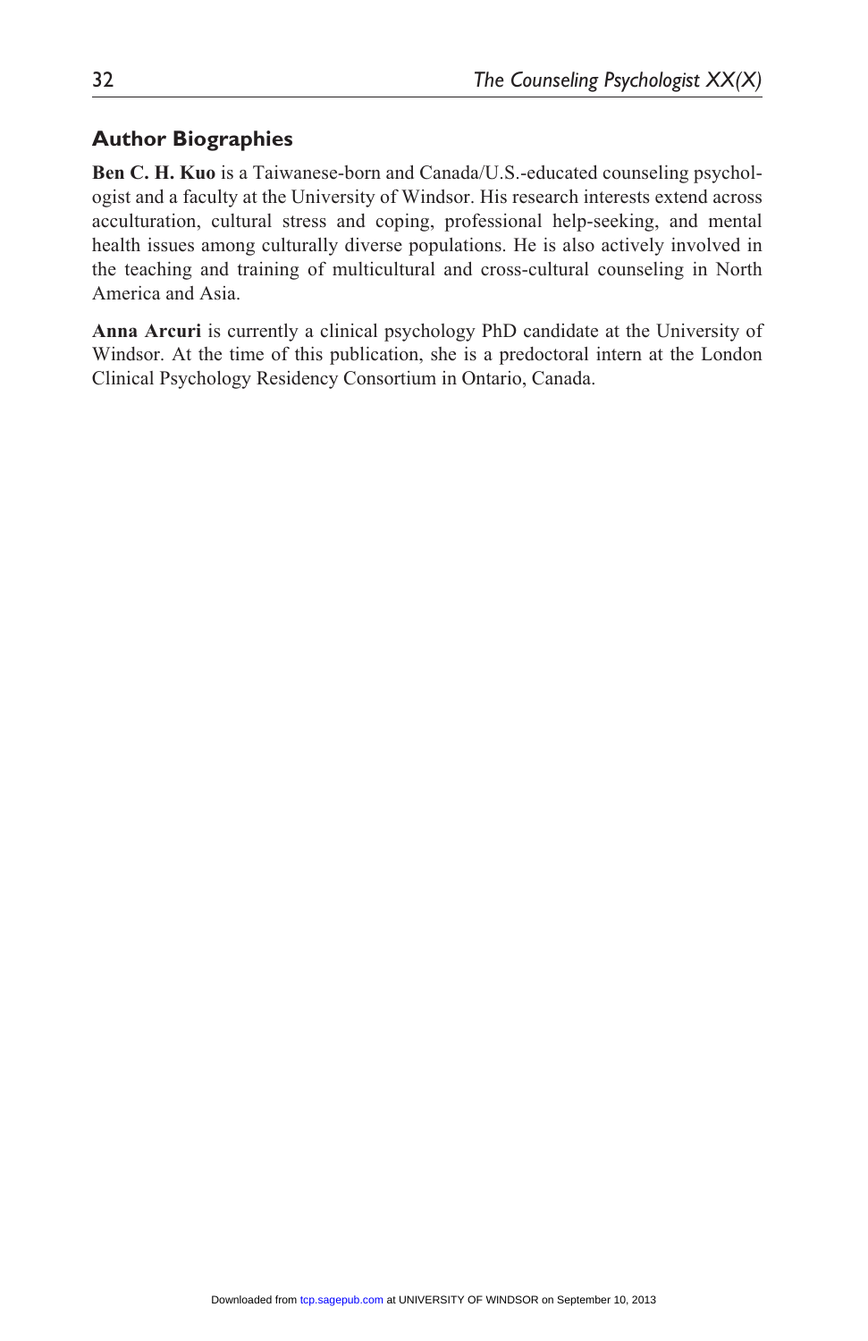## Author Biographies

**Ben C. H. Kuo** is a Taiwanese-born and Canada/U.S.-educated counseling psychologist and a faculty at the University of Windsor. His research interests extend across acculturation, cultural stress and coping, professional help-seeking, and mental health issues among culturally diverse populations. He is also actively involved in the teaching and training of multicultural and cross-cultural counseling in North America and Asia.

**Anna Arcuri** is currently a clinical psychology PhD candidate at the University of Windsor. At the time of this publication, she is a predoctoral intern at the London Clinical Psychology Residency Consortium in Ontario, Canada.